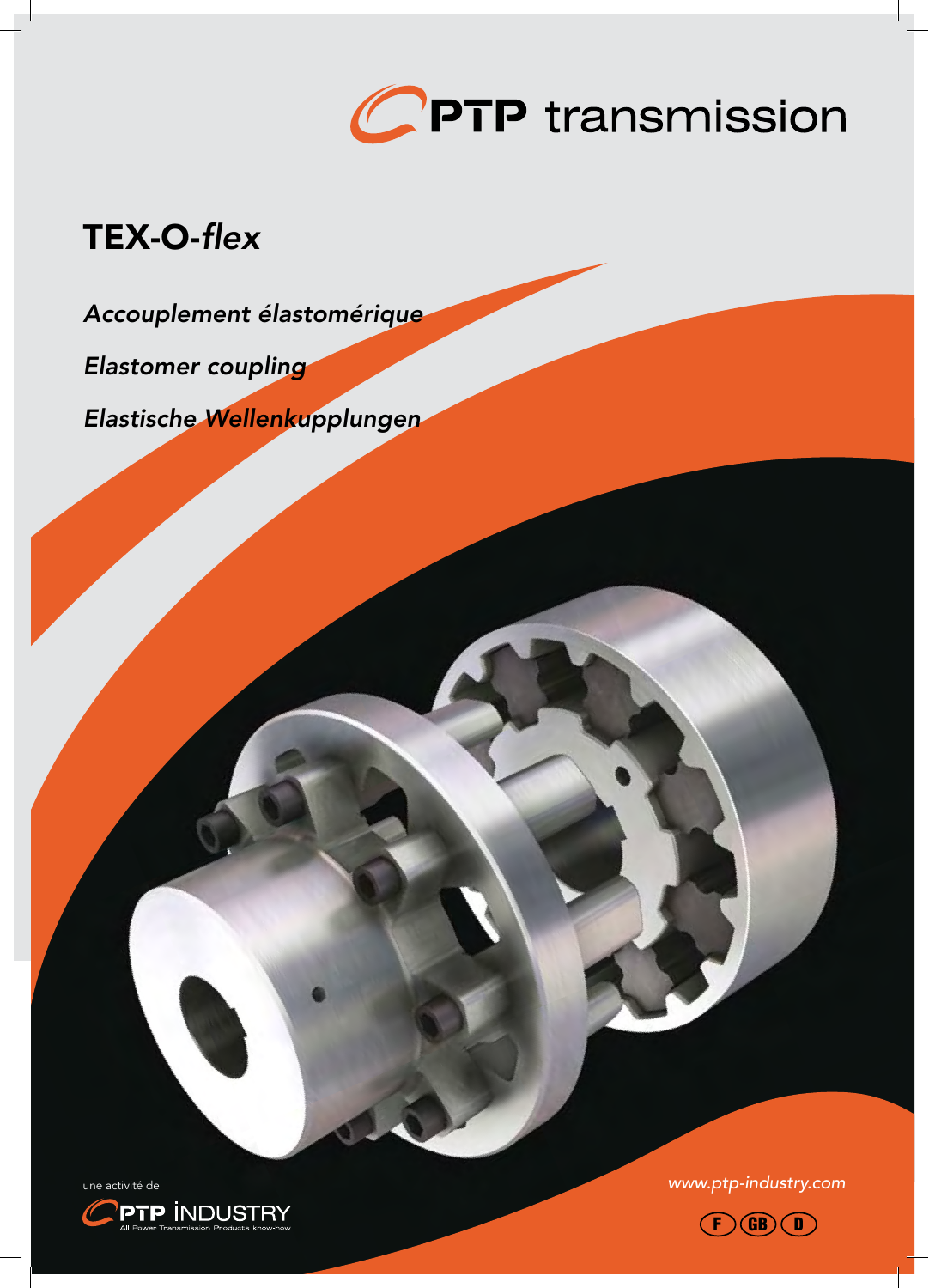PTP transmission

# TEX-O-*flex*

*Accouplement élastomérique*

*Elastomer coupling*

*Elastische Wellenkupplungen*

une activité de

PTP INDUSTRY

All Power Transmission Products know-how

*www.ptp-industry.com*

F GB D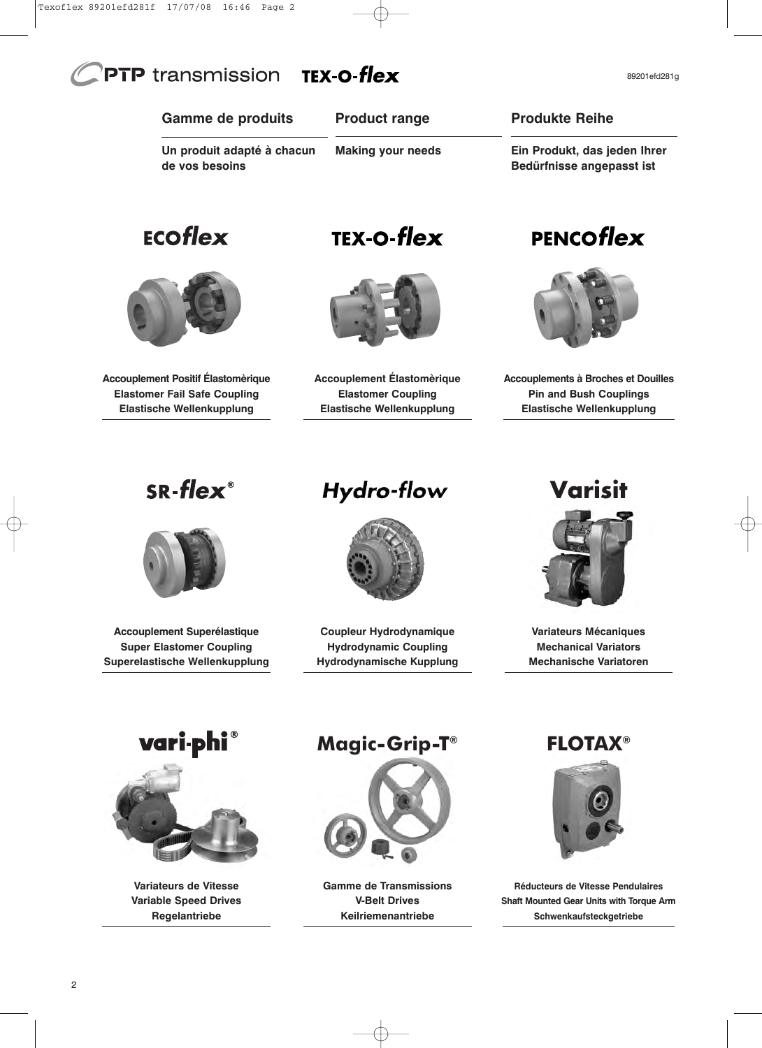## Gamme de produits

**Un produit adapté à chacun de vos besoins**

## Product range

**Making your needs**

## Produkte Reihe

**Ein Produkt, das jeden Ihrer Bedürfnisse angepasst ist**

### ECOflex

**Accouplement Positif Élastomèrique**
**Elastomer Fail Safe Coupling**
**Elastische Wellenkupplung**

### TEX-O-flex

**Accouplement Élastomèrique**
**Elastomer Coupling**
**Elastische Wellenkupplung**

### PENCOflex

**Accouplements à Broches et Douilles**
**Pin and Bush Couplings**
**Elastische Wellenkupplung**

### SR-flex®

**Accouplement Superélastique**
**Super Elastomer Coupling**
**Superelastische Wellenkupplung**

### Hydro-flow

**Coupleur Hydrodynamique**
**Hydrodynamic Coupling**
**Hydrodynamische Kupplung**

### Varisit

**Variateurs Mécaniques**
**Mechanical Variators**
**Mechanische Variatoren**

### vari-phi®

**Variateurs de Vitesse**
**Variable Speed Drives**
**Regelantriebe**

### Magic-Grip-T®

**Gamme de Transmissions**
**V-Belt Drives**
**Keilriemenantriebe**

### FLOTAX®

**Réducteurs de Vitesse Pendulaires**
**Shaft Mounted Gear Units with Torque Arm**
**Schwenkaufsteckgetriebe**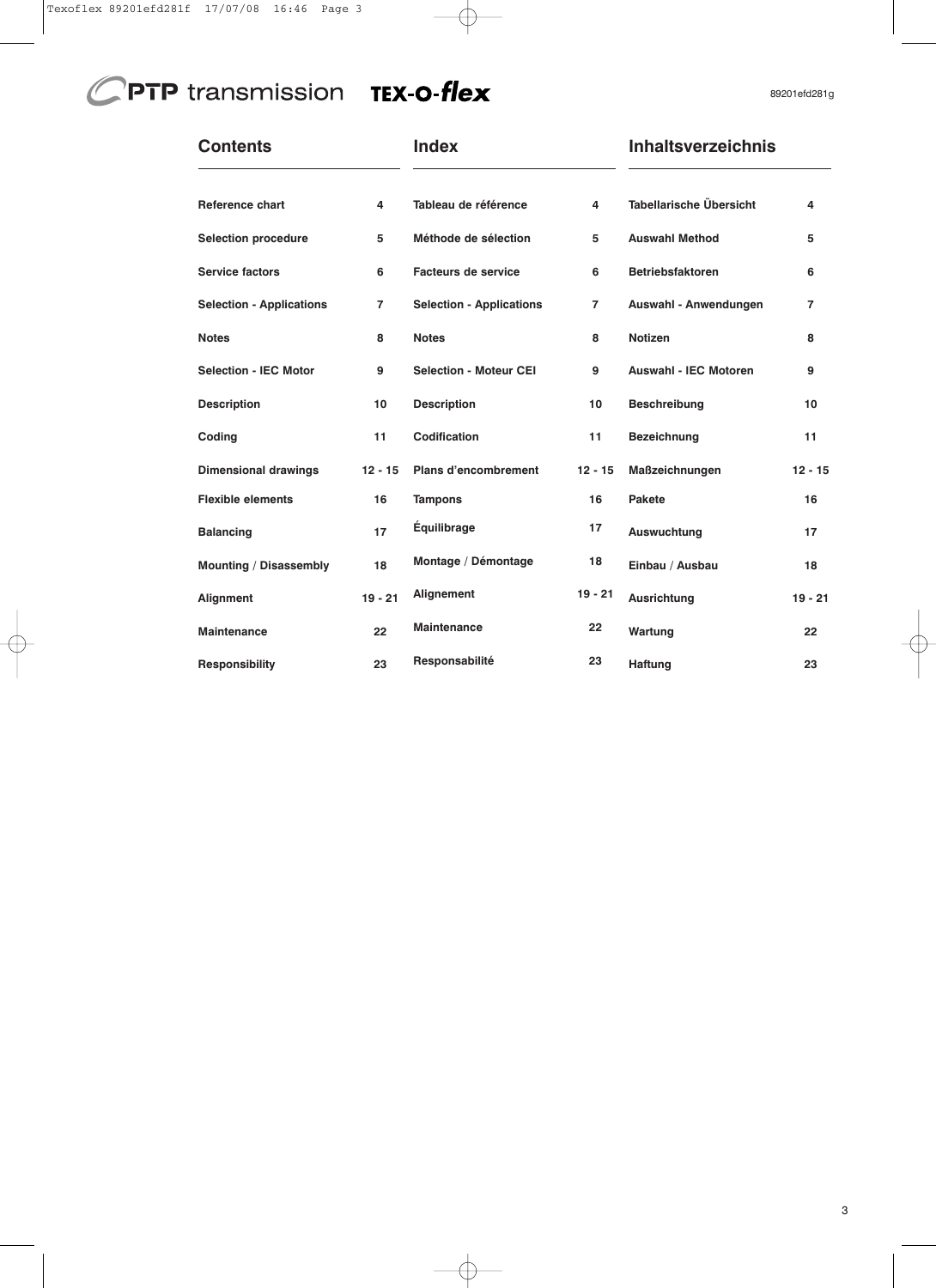PTP transmission TEX-O-flex

89201efd281g

## Contents

| | |
|---|---|
| **Reference chart** | **4** |
| **Selection procedure** | **5** |
| **Service factors** | **6** |
| **Selection - Applications** | **7** |
| **Notes** | **8** |
| **Selection - IEC Motor** | **9** |
| **Description** | **10** |
| **Coding** | **11** |
| **Dimensional drawings** | **12 - 15** |
| **Flexible elements** | **16** |
| **Balancing** | **17** |
| **Mounting / Disassembly** | **18** |
| **Alignment** | **19 - 21** |
| **Maintenance** | **22** |
| **Responsibility** | **23** |

## Index

| | |
|---|---|
| **Tableau de référence** | **4** |
| **Méthode de sélection** | **5** |
| **Facteurs de service** | **6** |
| **Selection - Applications** | **7** |
| **Notes** | **8** |
| **Selection - Moteur CEI** | **9** |
| **Description** | **10** |
| **Codification** | **11** |
| **Plans d'encombrement** | **12 - 15** |
| **Tampons** | **16** |
| **Équilibrage** | **17** |
| **Montage / Démontage** | **18** |
| **Alignement** | **19 - 21** |
| **Maintenance** | **22** |
| **Responsabilité** | **23** |

## Inhaltsverzeichnis

| | |
|---|---|
| **Tabellarische Übersicht** | **4** |
| **Auswahl Method** | **5** |
| **Betriebsfaktoren** | **6** |
| **Auswahl - Anwendungen** | **7** |
| **Notizen** | **8** |
| **Auswahl - IEC Motoren** | **9** |
| **Beschreibung** | **10** |
| **Bezeichnung** | **11** |
| **Maßzeichnungen** | **12 - 15** |
| **Pakete** | **16** |
| **Auswuchtung** | **17** |
| **Einbau / Ausbau** | **18** |
| **Ausrichtung** | **19 - 21** |
| **Wartung** | **22** |
| **Haftung** | **23** |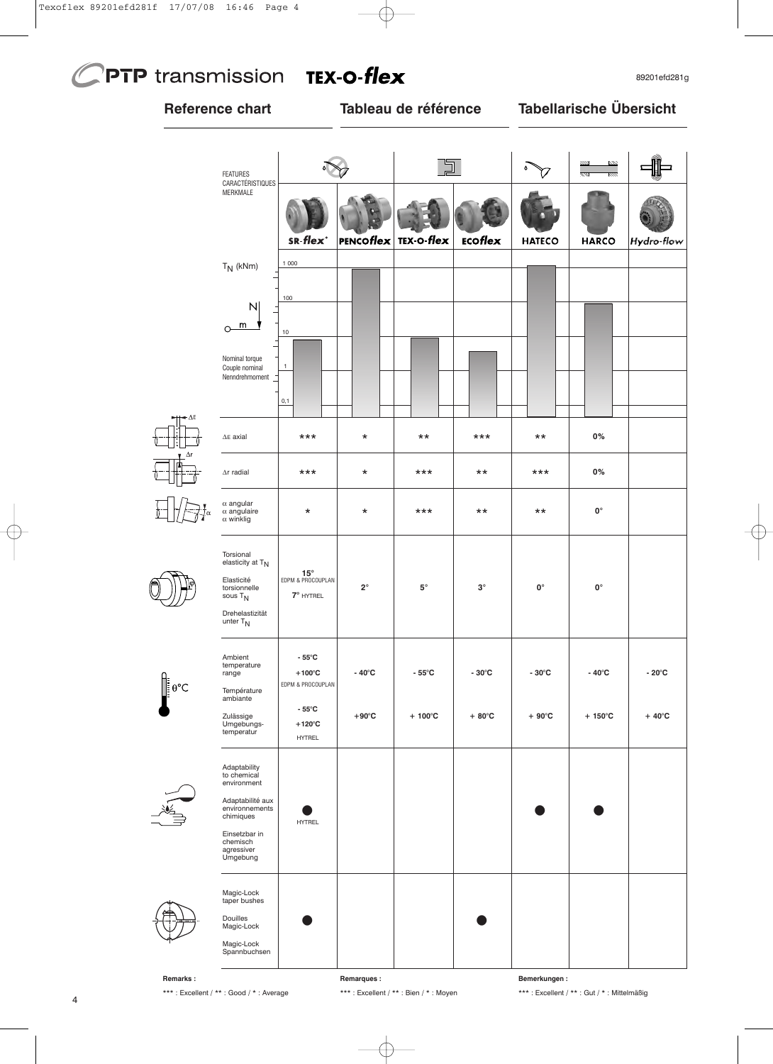89201efd281g

## Reference chart | Tableau de référence | Tabellarische Übersicht

| FEATURES / CARACTÉRISTIQUES / MERKMALE | SR-flex® | PENCOflex | TEX-O-flex | ECOflex | HATECO | HARCO | Hydro-flow |
|---|---|---|---|---|---|---|---|
| ΔE axial | *** | * | ** | *** | ** | 0% | |
| Δr radial | *** | * | *** | ** | *** | 0% | |
| α angular / α angulaire / α winklig | * | * | *** | ** | ** | 0° | |
| Torsional elasticity at $T_N$ / Elasticité torsionnelle sous $T_N$ / Drehelastizität unter $T_N$ | 15° EDPM & PROCOUPLAN / 7° HYTREL | 2° | 5° | 3° | 0° | 0° | |
| Ambient temperature range / Température ambiante / Zulässige Umgebungstemperatur | - 55°C +100°C EDPM & PROCOUPLAN / - 55°C +120°C HYTREL | - 40°C +90°C | - 55°C + 100°C | - 30°C + 80°C | - 30°C + 90°C | - 40°C + 150°C | - 20°C + 40°C |
| Adaptability to chemical environment / Adaptabilité aux environnements chimiques / Einsetzbar in chemisch agressiver Umgebung | ● HYTREL | | | | ● | ● | |
| Magic-Lock taper bushes / Douilles Magic-Lock / Magic-Lock Spannbuchsen | ● | | | ● | | | |

$T_N$ (kNm)

Nominal torque / Couple nominal / Nenndrehmoment

1 000

100

10

1

0,1

**Remarks :**
*** : Excellent / ** : Good / * : Average

**Remarques :**
*** : Excellent / ** : Bien / * : Moyen

**Bemerkungen :**
*** : Excellent / ** : Gut / * : Mittelmäßig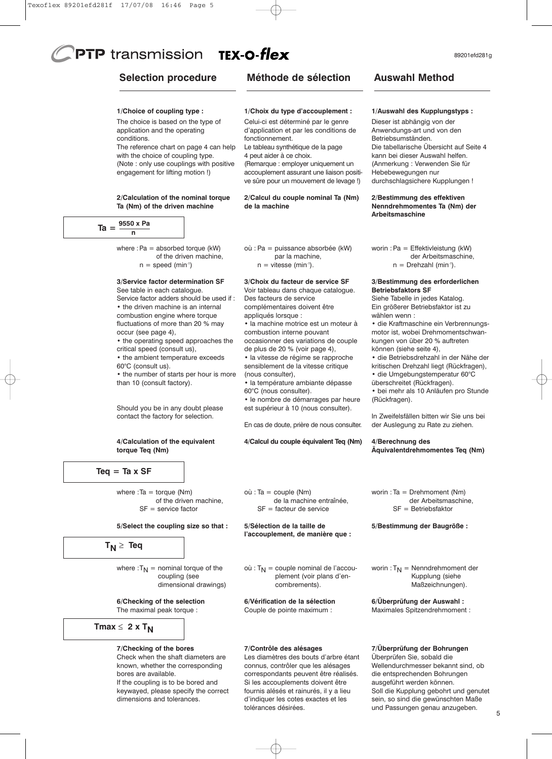# PTP transmission TEX-O-flex

89201efd281g

## Selection procedure

**1/Choice of coupling type :**

The choice is based on the type of application and the operating conditions.
The reference chart on page 4 can help with the choice of coupling type.
(Note : only use couplings with positive engagement for lifting motion !)

**2/Calculation of the nominal torque Ta (Nm) of the driven machine**

$$Ta = \frac{9550 \times Pa}{n}$$

where : Pa = absorbed torque (kW) of the driven machine,
n = speed ($min^{-1}$)

**3/Service factor determination SF**

See table in each catalogue.
Service factor adders should be used if :

- the driven machine is an internal combustion engine where torque fluctuations of more than 20 % may occur (see page 4),
- the operating speed approaches the critical speed (consult us),
- the ambient temperature exceeds 60°C (consult us).
- the number of starts per hour is more than 10 (consult factory).

Should you be in any doubt please contact the factory for selection.

**4/Calculation of the equivalent torque Teq (Nm)**

$$Teq = Ta \times SF$$

where : Ta = torque (Nm) of the driven machine,
SF = service factor

**5/Select the coupling size so that :**

$$T_N \geq Teq$$

where : $T_N$ = nominal torque of the coupling (see dimensional drawings)

**6/Checking of the selection**

The maximal peak torque :

$$Tmax \leq 2 \times T_N$$

**7/Checking of the bores**

Check when the shaft diameters are known, whether the corresponding bores are available.
If the coupling is to be bored and keywayed, please specify the correct dimensions and tolerances.

## Méthode de sélection

**1/Choix du type d'accouplement :**

Celui-ci est déterminé par le genre d'application et par les conditions de fonctionnement.
Le tableau synthétique de la page 4 peut aider à ce choix.
(Remarque : employer uniquement un accouplement assurant une liaison positive sûre pour un mouvement de levage !)

**2/Calcul du couple nominal Ta (Nm) de la machine**

où : Pa = puissance absorbée (kW) par la machine,
n = vitesse ($min^{-1}$).

**3/Choix du facteur de service SF**

Voir tableau dans chaque catalogue.
Des facteurs de service complémentaires doivent être appliqués lorsque :

- la machine motrice est un moteur à combustion interne pouvant occasionner des variations de couple de plus de 20 % (voir page 4),
- la vitesse de régime se rapproche sensiblement de la vitesse critique (nous consulter),
- la température ambiante dépasse 60°C (nous consulter).
- le nombre de démarrages par heure est supérieur à 10 (nous consulter).

En cas de doute, prière de nous consulter.

**4/Calcul du couple équivalent Teq (Nm)**

où : Ta = couple (Nm) de la machine entraînée,
SF = facteur de service

**5/Sélection de la taille de l'accouplement, de manière que :**

où : $T_N$ = couple nominal de l'accouplement (voir plans d'encombrements).

**6/Vérification de la sélection**

Couple de pointe maximum :

**7/Contrôle des alésages**

Les diamètres des bouts d'arbre étant connus, contrôler que les alésages correspondants peuvent être réalisés.
Si les accouplements doivent être fournis alésés et rainurés, il y a lieu d'indiquer les cotes exactes et les tolérances désirées.

## Auswahl Method

**1/Auswahl des Kupplungstyps :**

Dieser ist abhängig von der Anwendungs-art und von den Betriebsumständen.
Die tabellarische Übersicht auf Seite 4 kann bei dieser Auswahl helfen.
(Anmerkung : Verwenden Sie für Hebebewegungen nur durchschlagsichere Kupplungen !

**2/Bestimmung des effektiven Nenndrehmomentes Ta (Nm) der Arbeitsmaschine**

worin : Pa = Effektivleistung (kW) der Arbeitsmaschine,
n = Drehzahl ($min^{-1}$).

**3/Bestimmung des erforderlichen Betriebsfaktors SF**

Siehe Tabelle in jedes Katalog.
Ein größerer Betriebsfaktor ist zu wählen wenn :

- die Kraftmaschine ein Verbrennungsmotor ist, wobei Drehmomentschwankungen von über 20 % auftreten können (siehe seite 4),
- die Betriebsdrehzahl in der Nähe der kritischen Drehzahl liegt (Rückfragen),
- die Umgebungstemperatur 60°C überschreitet (Rückfragen).
- bei mehr als 10 Anläufen pro Stunde (Rückfragen).

In Zweifelsfällen bitten wir Sie uns bei der Auslegung zu Rate zu ziehen.

**4/Berechnung des Äquivalentdrehmomentes Teq (Nm)**

worin : Ta = Drehmoment (Nm) der Arbeitsmaschine,
SF = Betriebsfaktor

**5/Bestimmung der Baugröße :**

worin : $T_N$ = Nenndrehmoment der Kupplung (siehe Maßzeichnungen).

**6/Überprüfung der Auswahl :**

Maximales Spitzendrehmoment :

**7/Überprüfung der Bohrungen**

Überprüfen Sie, sobald die Wellendurchmesser bekannt sind, ob die entsprechenden Bohrungen ausgeführt werden können.
Soll die Kupplung gebohrt und genutet sein, so sind die gewünschten Maße und Passungen genau anzugeben.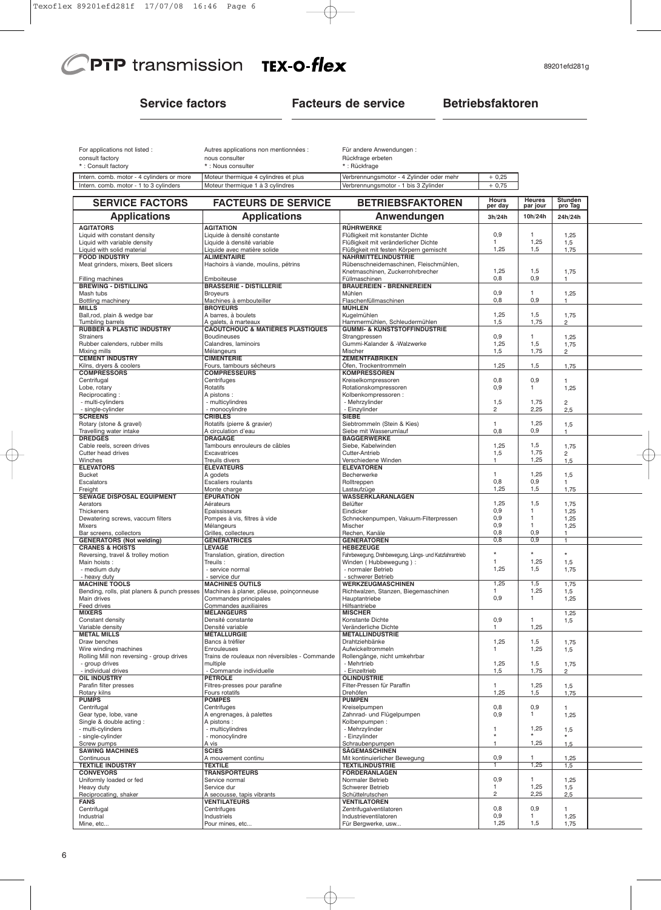## Service factors | Facteurs de service | Betriebsfaktoren

| For applications not listed : consult factory | Autres applications non mentionnées : nous consulter | Für andere Anwendungen : Rückfrage erbeten |
|---|---|---|
| * : Consult factory | * : Nous consulter | * : Rückfrage |

| | | | |
|---|---|---|---|
| Intern. comb. motor - 4 cylinders or more | Moteur thermique 4 cylindres et plus | Verbrennungsmotor - 4 Zylinder oder mehr | + 0,25 |
| Intern. comb. motor - 1 to 3 cylinders | Moteur thermique 1 à 3 cylindres | Verbrennungsmotor - 1 bis 3 Zylinder | + 0,75 |

| SERVICE FACTORS | FACTEURS DE SERVICE | BETRIEBSFAKTOREN | Hours per day | Heures par jour | Stunden pro Tag |
|---|---|---|---|---|---|
| **Applications** | **Applications** | **Anwendungen** | **3h/24h** | **10h/24h** | **24h/24h** |
| **AGITATORS** | **AGITATION** | **RÜHRWERKE** | | | |
| Liquid with constant density | Liquide à densité constante | Flüßigkeit mit konstanter Dichte | 0,9 | 1 | 1,25 |
| Liquid with variable density | Liquide à densité variable | Flüßigkeit mit veränderlicher Dichte | 1 | 1,25 | 1,5 |
| Liquid with solid material | Liquide avec matière solide | Flüßigkeit mit festen Körpern gemischt | 1,25 | 1,5 | 1,75 |
| **FOOD INDUSTRY** | **ALIMENTAIRE** | **NAHRMITTELINDUSTRIE** | | | |
| Meat grinders, mixers, Beet slicers | Hachoirs à viande, moulins, pétrins | Rübenschneidemaschinen, Fleischmühlen, Knetmaschinen, Zuckerrohrbrecher | 1,25 | 1,5 | 1,75 |
| Filling machines | Emboiteuse | Füllmaschinen | 0,8 | 0,9 | 1 |
| **BREWING - DISTILLING** | **BRASSERIE - DISTILLERIE** | **BRAUEREIEN - BRENNEREIEN** | | | |
| Mash tubs | Broyeurs | Mühlen | 0,9 | 1 | 1,25 |
| Bottling machinery | Machines à embouteiller | Flaschenfüllmaschinen | 0,8 | 0,9 | 1 |
| **MILLS** | **BROYEURS** | **MÜHLEN** | | | |
| Ball,rod, plain & wedge bar | A barres, à boulets | Kugelmühlen | 1,25 | 1,5 | 1,75 |
| Tumbling barrels | A galets, à marteaux | Hammermühlen, Schleudermühlen | 1,5 | 1,75 | 2 |
| **RUBBER & PLASTIC INDUSTRY** | **CAOUTCHOUC & MATIÈRES PLASTIQUES** | **GUMMI- & KUNSTSTOFFINDUSTRIE** | | | |
| Strainers | Boudineuses | Strangpressen | 0,9 | 1 | 1,25 |
| Rubber calenders, rubber mills | Calandres, laminoirs | Gummi-Kalander & -Walzwerke | 1,25 | 1,5 | 1,75 |
| Mixing mills | Mélangeurs | Mischer | 1,5 | 1,75 | 2 |
| **CEMENT INDUSTRY** | **CIMENTERIE** | **ZEMENTFABRIKEN** | | | |
| Kilns, dryers & coolers | Fours, tambours sécheurs | Öfen, Trockentrommeln | 1,25 | 1,5 | 1,75 |
| **COMPRESSORS** | **COMPRESSEURS** | **KOMPRESSOREN** | | | |
| Centrifugal | Centrifuges | Kreiselkompressoren | 0,8 | 0,9 | 1 |
| Lobe, rotary | Rotatifs | Rotationskompressoren | 0,9 | 1 | 1,25 |
| Reciprocating : | A pistons : | Kolbenkompressoren : | | | |
| - multi-cylinders | - multicylindres | - Mehrzylinder | 1,5 | 1,75 | 2 |
| - single-cylinder | - monocylindre | - Einzylinder | 2 | 2,25 | 2,5 |
| **SCREENS** | **CRIBLES** | **SIEBE** | | | |
| Rotary (stone & gravel) | Rotatifs (pierre & gravier) | Siebtrommeln (Stein & Kies) | 1 | 1,25 | 1,5 |
| Travelling water intake | A circulation d'eau | Siebe mit Wasserumlauf | 0,8 | 0,9 | 1 |
| **DREDGES** | **DRAGAGE** | **BAGGERWERKE** | | | |
| Cable reels, screen drives | Tambours enrouleurs de câbles | Siebe, Kabelwinden | 1,25 | 1,5 | 1,75 |
| Cutter head drives | Excavatrices | Cutter-Antrieb | 1,5 | 1,75 | 2 |
| Winches | Treuils divers | Verschiedene Winden | 1 | 1,25 | 1,5 |
| **ELEVATORS** | **ÉLÉVATEURS** | **ELEVATOREN** | | | |
| Bucket | A godets | Becherwerke | 1 | 1,25 | 1,5 |
| Escalators | Escaliers roulants | Rolltreppen | 0,8 | 0,9 | 1 |
| Freight | Monte charge | Lastaufzüge | 1,25 | 1,5 | 1,75 |
| **SEWAGE DISPOSAL EQUIPMENT** | **ÉPURATION** | **WASSERKLÄRANLAGEN** | | | |
| Aerators | Aérateurs | Belüfter | 1,25 | 1,5 | 1,75 |
| Thickeners | Epaississeurs | Eindicker | 0,9 | 1 | 1,25 |
| Dewatering screws, vaccum filters | Pompes à vis, filtres à vide | Schneckenpumpen, Vakuum-Filterpressen | 0,9 | 1 | 1,25 |
| Mixers | Mélangeurs | Mischer | 0,9 | 1 | 1,25 |
| Bar screens, collectors | Grilles, collecteurs | Rechen, Kanäle | 0,8 | 0,9 | 1 |
| **GENERATORS (Not welding)** | **GÉNÉRATRICES** | **GENERATOREN** | 0,8 | 0,9 | 1 |
| **CRANES & HOISTS** | **LEVAGE** | **HEBEZEUGE** | | | |
| Reversing, travel & trolley motion | Translation, giration, direction | Fahrbewegung, Drehbewegung, Längs- und Katzfahrantrieb | * | * | * |
| Main hoists : | Treuils : | Winden ( Hubbewegung ) : | | | |
| - medium duty | - service normal | - normaler Betrieb | 1 | 1,25 | 1,5 |
| - heavy duty | - service dur | - schwerer Betrieb | 1,25 | 1,5 | 1,75 |
| **MACHINE TOOLS** | **MACHINES OUTILS** | **WERKZEUGMASCHINEN** | | | |
| Bending, rolls, plat planers & punch presses | Machines à planer, plieuse, poinçonneuse | Richtwalzen, Stanzen, Biegemaschinen | 1,25 | 1,5 | 1,75 |
| Main drives | Commandes principales | Hauptantriebe | 1 | 1,25 | 1,5 |
| Feed drives | Commandes auxiliaires | Hilfsantriebe | 0,9 | 1 | 1,25 |
| **MIXERS** | **MÉLANGEURS** | **MISCHER** | | | |
| Constant density | Densité constante | Konstante Dichte | 0,9 | 1 | 1,25 |
| Variable density | Densité variable | Veränderliche Dichte | 1 | 1,25 | 1,5 |
| **METAL MILLS** | **MÉTALLURGIE** | **METALLINDUSTRIE** | | | |
| Draw benches | Bancs à tréfiler | Drahtziehbänke | 1,25 | 1,5 | 1,75 |
| Wire winding machines | Enrouleuses | Aufwickeltrommeln | 1 | 1,25 | 1,5 |
| Rolling Mill non reversing - group drives | Trains de rouleaux non réversibles - Commande | Rollengänge, nicht umkehrbar | | | |
| - group drives | multiple | - Mehrtrieb | 1,25 | 1,5 | 1,75 |
| - individual drives | - Commande individuelle | - Einzeltrieb | 1,5 | 1,75 | 2 |
| **OIL INDUSTRY** | **PÉTROLE** | **ÖLINDUSTRIE** | | | |
| Parafin filter presses | Filtres-presses pour parafine | Filter-Pressen für Paraffin | 1 | 1,25 | 1,5 |
| Rotary kilns | Fours rotatifs | Drehöfen | 1,25 | 1,5 | 1,75 |
| **PUMPS** | **POMPES** | **PUMPEN** | | | |
| Centrifugal | Centrifuges | Kreiselpumpen | 0,8 | 0,9 | 1 |
| Gear type, lobe, vane | A engrenages, à palettes | Zahnrad- und Flügelpumpen | 0,9 | 1 | 1,25 |
| Single & double acting : | A pistons : | Kolbenpumpen : | | | |
| - multi-cylinders | - multicylindres | - Mehrzylinder | 1 | 1,25 | 1,5 |
| - single-cylinder | - monocylindre | - Einzylinder | * | * | * |
| Screw pumps | A vis | Schraubenpumpen | 1 | 1,25 | 1,5 |
| **SAWING MACHINES** | **SCIES** | **SÄGEMASCHINEN** | | | |
| Continuous | A mouvement continu | Mit kontinuierlicher Bewegung | 0,9 | 1 | 1,25 |
| **TEXTILE INDUSTRY** | **TEXTILE** | **TEXTILINDUSTRIE** | 1 | 1,25 | 1,5 |
| **CONVEYORS** | **TRANSPORTEURS** | **FÖRDERANLAGEN** | | | |
| Uniformly loaded or fed | Service normal | Normaler Betrieb | 0,9 | 1 | 1,25 |
| Heavy duty | Service dur | Schwerer Betrieb | 1 | 1,25 | 1,5 |
| Reciprocating, shaker | A secousse, tapis vibrants | Schüttelrutschen | 2 | 2,25 | 2,5 |
| **FANS** | **VENTILATEURS** | **VENTILATOREN** | | | |
| Centrifugal | Centrifuges | Zentrifugalventilatoren | 0,8 | 0,9 | 1 |
| Industrial | Industriels | Industrieventilatoren | 0,9 | 1 | 1,25 |
| Mine, etc... | Pour mines, etc... | Für Bergwerke, usw... | 1,25 | 1,5 | 1,75 |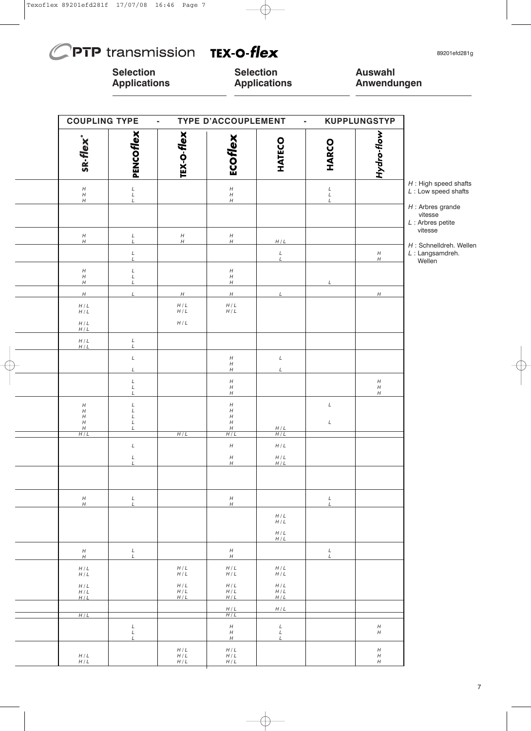## Selection
## Applications

## Selection
## Applications

## Auswahl
## Anwendungen

| COUPLING TYPE - TYPE D'ACCOUPLEMENT - KUPPLUNGSTYP | | | | | | |
|---|---|---|---|---|---|---|
| SR-flex® | PENCOflex | TEX-O-flex | ECOflex | HATECO | HARCO | Hydro-flow |
| H<br>H<br>H | L<br>L<br>L | | H<br>H<br>H | | L<br>L<br>L | |
| | | | | | | |
| H<br>H | L<br>L | H<br>H | H<br>H | H / L | | |
| | L<br>L | | | L<br>L | | H<br>H |
| H<br>H<br>H | L<br>L<br>L | | H<br>H<br>H | | L | |
| H | L | H | H | L | | H |
| H / L<br>H / L<br>H / L<br>H / L | | H / L<br>H / L<br>H / L | H / L<br>H / L | | | |
| H / L<br>H / L | L<br>L | | | | | |
| | L<br>L | | H<br>H<br>H | L<br>L | | |
| | L<br>L<br>L | | H<br>H<br>H | | | H<br>H<br>H |
| H<br>H<br>H<br>H<br>H | L<br>L<br>L<br>L<br>L | | H<br>H<br>H<br>H<br>H | H / L | L<br>L | |
| H / L | | H / L | H / L | H / L | | |
| | L<br>L<br>L | | H<br>H<br>H | H / L<br>H / L<br>H / L | | |
| | | | | | | |
| H<br>H | L<br>L | | H<br>H | | L<br>L | |
| | | | | H / L<br>H / L<br>H / L<br>H / L | | |
| H<br>H | L<br>L | | H<br>H | | L<br>L | |
| H / L<br>H / L<br>H / L<br>H / L<br>H / L | | H / L<br>H / L<br>H / L<br>H / L<br>H / L | H / L<br>H / L<br>H / L<br>H / L<br>H / L | H / L<br>H / L<br>H / L<br>H / L<br>H / L | | |
| | | | H / L | H / L | | |
| H / L | | | H / L | | | |
| | L<br>L<br>L | | H<br>H<br>H | L<br>L<br>L | | H<br>H |
| H / L<br>H / L | | H / L<br>H / L<br>H / L | H / L<br>H / L<br>H / L | | | H<br>H<br>H |

*H* : High speed shafts
*L* : Low speed shafts

*H* : Arbres grande vitesse
*L* : Arbres petite vitesse

*H* : Schnelldreh. Wellen
*L* : Langsamdreh. Wellen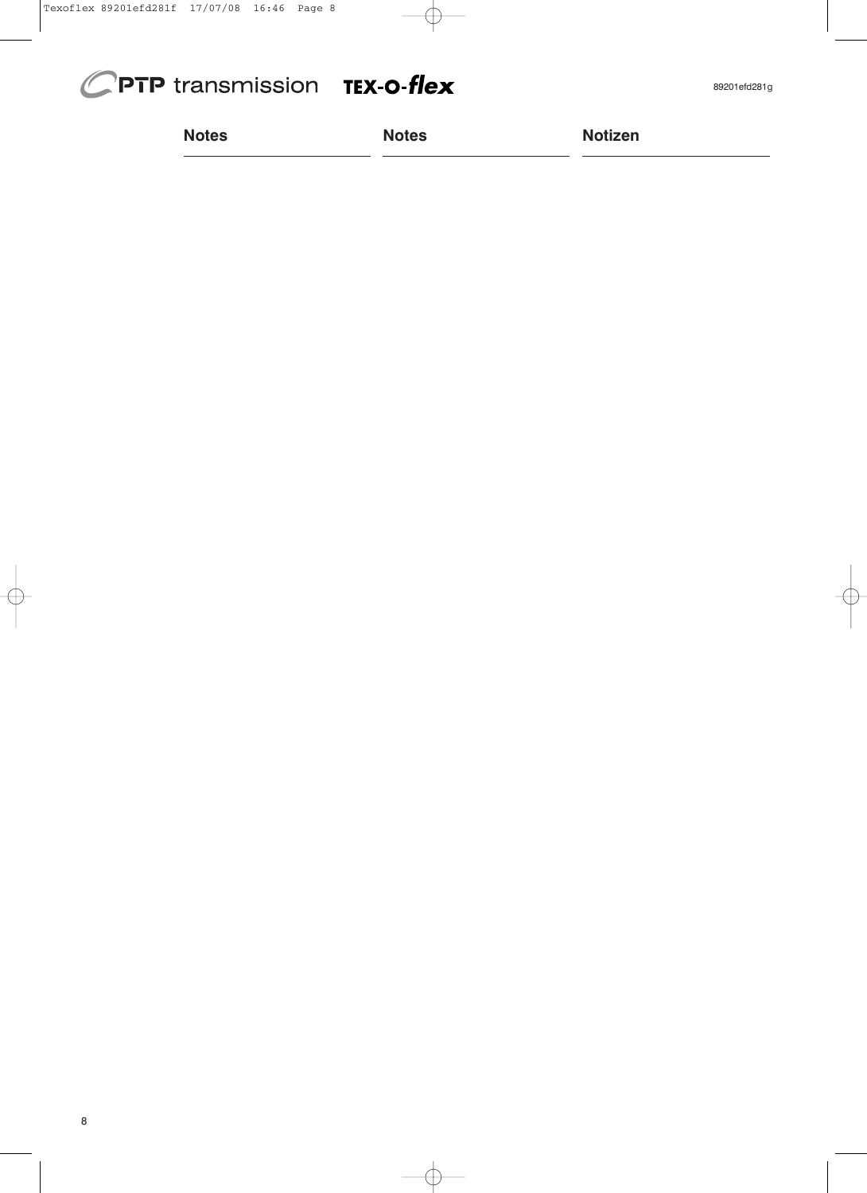**Notes**

**Notes**

**Notizen**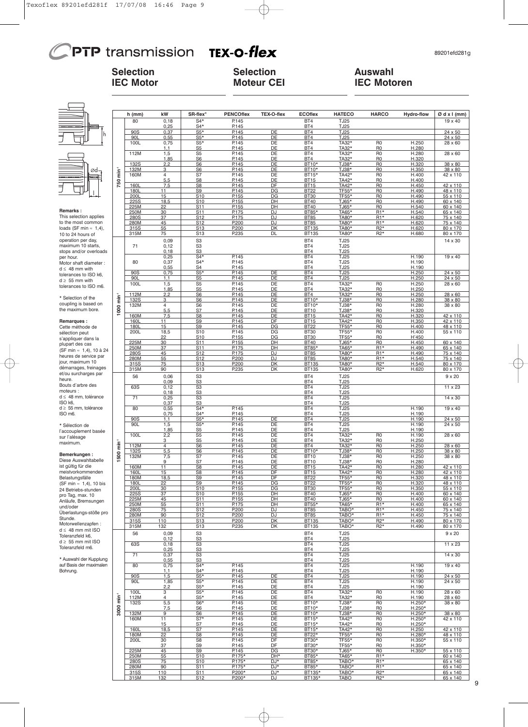# PTP transmission TEX-O-flex

89201efd281g

## Selection IEC Motor

## Selection Moteur CEI

## Auswahl IEC Motoren

h

Ød

l

**Remarks :**
This selection applies to the most common loads (SF min ≈ 1,4), 10 to 24 hours of operation per day, maximum 10 starts, stops and/or overloads per hour.
Motor shaft diameter :
d ≤ 48 mm with tolerances to ISO k6,
d ≥ 55 mm with tolerances to ISO m6.

\* Selection of the coupling is based on the maximum bore.

**Remarques :**
Cette méthode de sélection peut s'appliquer dans la plupart des cas (SF min ≈ 1,4), 10 à 24 heures de service par jour, maximum 10 démarrages, freinages et/ou surcharges par heure.
Bouts d'arbre des moteurs :
d ≤ 48 mm, tolérance ISO k6,
d ≥ 55 mm, tolérance ISO m6.

\* Sélection de l'accouplement basée sur l'alésage maximum.

**Bemerkungen :**
Diese Auswahltabelle ist gültig für die meistvorkommenden Belastungsfälle (SF min ≈ 1,4), 10 bis 24 Betriebs-stunden pro Tag, max. 10 Anläufe, Bremsungen und/oder Überlastungs-stöße pro Stunde.
Motorwellenzapfen :
d ≤ 48 mm mit ISO Toleranzfeld k6,
d ≥ 55 mm mit ISO Toleranzfeld m6.

\* Auswahl der Kupplung auf Basis der maximalen Bohrung.

| | h (mm) | kW | SR-flex® | PENCOflex | TEX-O-flex | ECOflex | HATECO | HARCO | Hydro-flow | Ø d x l (mm) |
|---|---|---|---|---|---|---|---|---|---|---|
| 750 min⁻¹ | 80 | 0,18 | S4* | P.145 | | BT4 | TJ25 | | | 19 x 40 |
| | | 0,25 | S4* | P.145 | | BT4 | TJ25 | | | |
| | 90S | 0,37 | S5* | P.145 | DE | BT4 | TJ25 | | | 24 x 50 |
| | 90L | 0,55 | S5* | P.145 | DE | BT4 | TJ25 | | | 24 x 50 |
| | 100L | 0,75 | S5* | P.145 | DE | BT4 | TA32* | R0 | H.250 | 28 x 60 |
| | | 1,1 | S5 | P.145 | DE | BT4 | TA32* | R0 | H.280 | |
| | 112M | 1,5 | S5 | P.145 | DE | BT4 | TA32* | R0 | H.280 | 28 x 60 |
| | | 1,85 | S6 | P.145 | DE | BT4 | TA32* | R0 | H.320 | |
| | 132S | 2,2 | S6 | P.145 | DE | BT10* | TJ38* | R0 | H.320 | 38 x 80 |
| | 132M | 3 | S6 | P.145 | DE | BT10* | TJ38* | R0 | H.350 | 38 x 80 |
| | 160M | 4 | S7 | P.145 | DE | BT15* | TA42* | R0 | H.400 | 42 x 110 |
| | | 5,5 | S8 | P.145 | DE | BT15 | TA42* | R0 | H.400 | |
| | 160L | 7,5 | S8 | P.145 | DF | BT15 | TA42* | R0 | H.450 | 42 x 110 |
| | 180L | 11 | S9 | P.145 | DG | BT22 | TF55* | R0 | H.490 | 48 x 110 |
| | 200L | 15 | S10 | P.155 | DG | BT30 | TF55* | R0 | H.490 | 55 x 110 |
| | 225S | 18,5 | S10 | P.155 | DH | BT40 | TJ65* | R0 | H.490 | 60 x 140 |
| | 225M | 22 | S11 | P.155 | DH | BT40 | TJ65* | R0 | H.540 | 60 x 140 |
| | 250M | 30 | S11 | P.175 | DJ | BT85* | TA65* | R1* | H.540 | 65 x 140 |
| | 280S | 37 | S12 | P.175 | DJ | BT85 | TA80* | R1* | H.620 | 75 x 140 |
| | 280M | 45 | S12 | P.200 | DJ | BT85 | TA80* | R1* | H.620 | 75 x 140 |
| | 315S | 55 | S13 | P.200 | DK | BT135 | TA80* | R2* | H.620 | 80 x 170 |
| | 315M | 75 | S13 | P.235 | DL | BT135 | TA80* | R2* | H.680 | 80 x 170 |
| 1000 min⁻¹ | | 0,09 | S3 | | | BT4 | TJ25 | | | 14 x 30 |
| | 71 | 0,12 | S3 | | | BT4 | TJ25 | | | |
| | | 0,18 | S3 | | | BT4 | TJ25 | | | |
| | | 0,25 | S4* | P.145 | | BT4 | TJ25 | | H.190 | 19 x 40 |
| | 80 | 0,37 | S4* | P.145 | | BT4 | TJ25 | | H.190 | |
| | | 0,55 | S4 | P.145 | | BT4 | TJ25 | | H.190 | |
| | 90S | 0,75 | S5* | P.145 | DE | BT4 | TJ25 | | H.250 | 24 x 50 |
| | 90L | 1,1 | S5 | P.145 | DE | BT4 | TJ25 | | H.250 | 24 x 50 |
| | 100L | 1,5 | S5 | P.145 | DE | BT4 | TA32* | R0 | H.250 | 28 x 60 |
| | | 1,85 | S5 | P.145 | DE | BT4 | TA32* | R0 | H.250 | |
| | 112M | 2,2 | S6 | P.145 | DE | BT4 | TA32* | R0 | H.250 | 28 x 60 |
| | 132S | 3 | S6 | P.145 | DE | BT10* | TJ38* | R0 | H.280 | 38 x 80 |
| | 132M | 4 | S6 | P.145 | DE | BT10* | TJ38* | R0 | H.280 | 38 x 80 |
| | | 5,5 | S7 | P.145 | DE | BT10 | TJ38* | R0 | H.320 | |
| | 160M | 7,5 | S8 | P.145 | DE | BT15 | TA42* | R0 | H.320 | 42 x 110 |
| | 160L | 11 | S9 | P.145 | DF | BT15 | TA42* | R0 | H.350 | 42 x 110 |
| | 180L | 15 | S9 | P.145 | DG | BT22 | TF55* | R0 | H.400 | 48 x 110 |
| | 200L | 18,5 | S10 | P.145 | DG | BT30 | TF55* | R0 | H.400 | 55 x 110 |
| | | 22 | S10 | P.155 | DG | BT30 | TF55* | R0 | H'450 | |
| | 225M | 30 | S11 | P.155 | DH | BT40 | TJ65* | R0 | H.450 | 60 x 140 |
| | 250M | 37 | S11 | P.175 | DH | BT85* | TA65* | R1* | H.490 | 65 x 140 |
| | 280S | 45 | S12 | P.175 | DJ | BT85 | TA80* | R1* | H.490 | 75 x 140 |
| | 280M | 55 | S12 | P.200 | DJ | BT85 | TA80* | R1* | H.540 | 75 x 140 |
| | 315S | 75 | S13 | P.200 | DK | BT135 | TA80* | R2* | H.540 | 80 x 170 |
| | 315M | 90 | S13 | P.235 | DK | BT135 | TA80* | R2* | H.620 | 80 x 170 |
| 1500 min⁻¹ | 56 | 0,06 | S3 | | | BT4 | TJ25 | | | 9 x 20 |
| | | 0,09 | S3 | | | BT4 | TJ25 | | | |
| | 63S | 0,12 | S3 | | | BT4 | TJ25 | | | 11 x 23 |
| | | 0,18 | S3 | | | BT4 | TJ25 | | | |
| | 71 | 0,25 | S3 | | | BT4 | TJ25 | | | 14 x 30 |
| | | 0,37 | S3 | | | BT4 | TJ25 | | | |
| | 80 | 0,55 | S4* | P.145 | | BT4 | TJ25 | | H.190 | 19 x 40 |
| | | 0,75 | S4* | P.145 | | BT4 | TJ25 | | H.190 | |
| | 90S | 1,1 | S5* | P.145 | DE | BT4 | TJ25 | | H.190 | 24 x 50 |
| | 90L | 1,5 | S5* | P.145 | DE | BT4 | TJ25 | | H.190 | 24 x 50 |
| | | 1,85 | S5 | P.145 | DE | BT4 | TJ25 | | H.190 | |
| | 100L | 2,2 | S5 | P.145 | DE | BT4 | TA32* | R0 | H.190 | 28 x 60 |
| | | 3 | S5 | P.145 | DE | BT4 | TA32* | R0 | H.250 | |
| | 112M | 4 | S6 | P.145 | DE | BT4 | TA32* | R0 | H.250 | 28 x 60 |
| | 132S | 5,5 | S6 | P.145 | DE | BT10* | TJ38* | R0 | H.250 | 38 x 80 |
| | 132M | 7,5 | S7 | P.145 | DE | BT10 | TJ38* | R0 | H.250 | 38 x 80 |
| | | 9 | S7 | P.145 | DE | BT10 | TJ38* | R0 | H.280 | |
| | 160M | 11 | S8 | P.145 | DE | BT15 | TA42* | R0 | H.280 | 42 x 110 |
| | 160L | 15 | S8 | P.145 | DF | BT15 | TA42* | R0 | H.280 | 42 x 110 |
| | 180M | 18,5 | S9 | P.145 | DF | BT22 | TF55* | R0 | H.320 | 48 x 110 |
| | 180L | 22 | S9 | P.145 | DG | BT22 | TF55* | R0 | H.320 | 48 x 110 |
| | 200L | 30 | S10 | P.155 | DG | BT30 | TF55* | R0 | H.350 | 55 x 110 |
| | 225S | 37 | S10 | P.155 | DH | BT40 | TJ65* | R0 | H.400 | 60 x 140 |
| | 225M | 45 | S11 | P.155 | DH | BT40 | TJ65* | R0 | H.400 | 60 x 140 |
| | 250M | 55 | S11 | P.175 | DH | BT55* | TA65* | R1* | H.400 | 65 x 140 |
| | 280S | 75 | S12 | P.200 | DJ | BT85 | TABO* | R1* | H.450 | 75 x 140 |
| | 280M | 90 | S12 | P.200 | DJ | BT85 | TABO* | R1* | H.450 | 75 x 140 |
| | 315S | 110 | S13 | P.200 | DK | BT135 | TABO* | R2* | H.490 | 80 x 170 |
| | 315M | 132 | S13 | P.235 | DK | BT135 | TABO* | R2* | H.490 | 80 x 170 |
| 3000 min⁻¹ | 56 | 0,09 | S3 | | | BT4 | TJ25 | | | 9 x 20 |
| | | 0,12 | S3 | | | BT4 | TJ25 | | | |
| | 63S | 0,18 | S3 | | | BT4 | TJ25 | | | 11 x 23 |
| | | 0,25 | S3 | | | BT4 | TJ25 | | | |
| | 71 | 0,37 | S3 | | | BT4 | TJ25 | | | 14 x 30 |
| | | 0,55 | S3 | | | BT4 | TJ25 | | | |
| | 80 | 0,75 | S4* | P.145 | | BT4 | TJ25 | | H.190 | 19 x 40 |
| | | 1,1 | S4* | P.145 | | BT4 | TJ25 | | H.190 | |
| | 90S | 1,5 | S5* | P.145 | DE | BT4 | TJ25 | | H.190 | 24 x 50 |
| | 90L | 1,85 | S5* | P.145 | DE | BT4 | TJ25 | | H.190 | 24 x 50 |
| | | 2,2 | S5* | P.145 | DE | BT4 | TJ25 | | H.190 | |
| | 100L | 3 | S5* | P.145 | DE | BT4 | TA32* | R0 | H.190 | 28 x 60 |
| | 112M | 4 | S5* | P.145 | DE | BT4 | TA32* | R0 | H.190 | 28 x 60 |
| | 132S | 5,5 | S6* | P.145 | DE | BT10* | TJ38* | R0 | H.250* | 38 x 80 |
| | | 7,5 | S6 | P.145 | DE | BT10* | TJ38* | R0 | H.250* | |
| | 132M | 9 | S6 | P.145 | DE | BT10* | TJ38* | R0 | H.250* | 38 x 80 |
| | 160M | 11 | S7* | P.145 | DE | BT15* | TA42* | R0 | H.250* | 42 x 110 |
| | | 15 | S7 | P.145 | DE | BT15* | TA42* | R0 | H.250* | |
| | 160L | 18,5 | S7 | P.145 | DE | BT15* | TA42* | R0 | H.250 | 42 x 110 |
| | 180M | 22 | S8 | P.145 | DE | BT22* | TF55* | R0 | H.280* | 48 x 110 |
| | 200L | 30 | S8 | P.145 | DF | BT30* | TF55* | R0 | H.350* | 55 x 110 |
| | | 37 | S9 | P.145 | DF | BT30* | TF55* | R0 | H.350* | |
| | 225M | 45 | S9 | P.145 | DG | BT30* | TJ65* | R0 | H.350* | 55 x 110 |
| | 250M | 55 | S10 | P.175* | DH* | BT85* | TA65* | R1* | | 60 x 140 |
| | 280S | 75 | S10 | P.175* | DJ* | BT85* | TABO* | R1* | | 65 x 140 |
| | 280M | 90 | S11 | P.175* | DJ* | BT85* | TABO* | R1* | | 65 x 140 |
| | 315S | 110 | S11 | P.200* | DJ* | BT135* | TABO* | R2* | | 65 x 140 |
| | 315M | 132 | S12 | P.200* | DJ | BT135* | TABO | R2* | | 65 x 140 |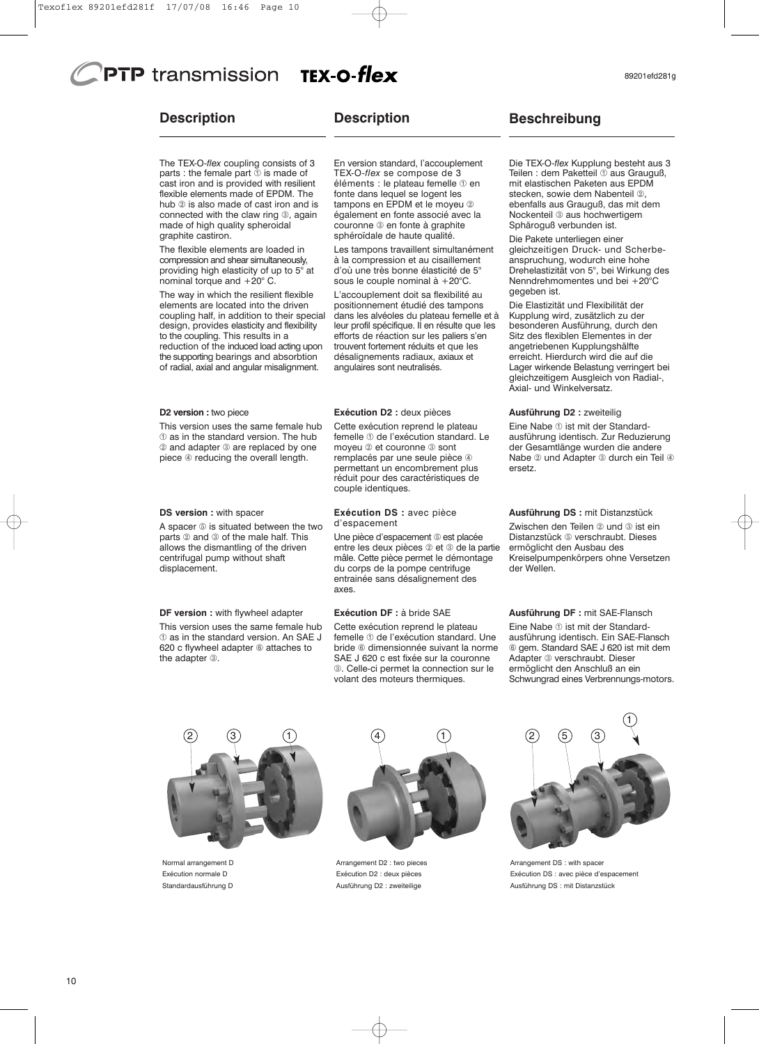## Description

The TEX-O-*flex* coupling consists of 3 parts : the female part ① is made of cast iron and is provided with resilient flexible elements made of EPDM. The hub ② is also made of cast iron and is connected with the claw ring ③, again made of high quality spheroidal graphite castiron.

The flexible elements are loaded in compression and shear simultaneously, providing high elasticity of up to 5° at nominal torque and +20° C.

The way in which the resilient flexible elements are located into the driven coupling half, in addition to their special design, provides elasticity and flexibility to the coupling. This results in a reduction of the induced load acting upon the supporting bearings and absorbtion of radial, axial and angular misalignment.

**D2 version :** two piece

This version uses the same female hub ① as in the standard version. The hub ② and adapter ③ are replaced by one piece ④ reducing the overall length.

**DS version :** with spacer

A spacer ⑤ is situated between the two parts ② and ③ of the male half. This allows the dismantling of the driven centrifugal pump without shaft displacement.

**DF version :** with flywheel adapter

This version uses the same female hub ① as in the standard version. An SAE J 620 c flywheel adapter ⑥ attaches to the adapter ③.

## Description

En version standard, l'accouplement TEX-O-*flex* se compose de 3 éléments : le plateau femelle ① en fonte dans lequel se logent les tampons en EPDM et le moyeu ② également en fonte associé avec la couronne ③ en fonte à graphite sphéroïdale de haute qualité.

Les tampons travaillent simultanément à la compression et au cisaillement d'où une très bonne élasticité de 5° sous le couple nominal à +20°C.

L'accouplement doit sa flexibilité au positionnement étudié des tampons dans les alvéoles du plateau femelle et à leur profil spécifique. Il en résulte que les efforts de réaction sur les paliers s'en trouvent fortement réduits et que les désalignements radiaux, axiaux et angulaires sont neutralisés.

**Exécution D2 :** deux pièces

Cette exécution reprend le plateau femelle ① de l'exécution standard. Le moyeu ② et couronne ③ sont remplacés par une seule pièce ④ permettant un encombrement plus réduit pour des caractéristiques de couple identiques.

**Exécution DS :** avec pièce d'espacement

Une pièce d'espacement ⑤ est placée entre les deux pièces ② et ③ de la partie mâle. Cette pièce permet le démontage du corps de la pompe centrifuge entrainée sans désalignement des axes.

**Exécution DF :** à bride SAE

Cette exécution reprend le plateau femelle ① de l'exécution standard. Une bride ⑥ dimensionnée suivant la norme SAE J 620 c est fixée sur la couronne ③. Celle-ci permet la connection sur le volant des moteurs thermiques.

## Beschreibung

Die TEX-O-*flex* Kupplung besteht aus 3 Teilen : dem Paketteil ① aus Grauguß, mit elastischen Paketen aus EPDM stecken, sowie dem Nabenteil ②, ebenfalls aus Grauguß, das mit dem Nockenteil ③ aus hochwertigem Sphäroguß verbunden ist.

Die Pakete unterliegen einer gleichzeitigen Druck- und Scherbe-anspruchung, wodurch eine hohe Drehelastizität von 5°, bei Wirkung des Nenndrehmomentes und bei +20°C gegeben ist.

Die Elastizität und Flexibilität der Kupplung wird, zusätzlich zu der besonderen Ausführung, durch den Sitz des flexiblen Elementes in der angetriebenen Kupplungshälfte erreicht. Hierdurch wird die auf die Lager wirkende Belastung verringert bei gleichzeitigem Ausgleich von Radial-, Axial- und Winkelversatz.

**Ausführung D2 :** zweiteilig

Eine Nabe ① ist mit der Standard-ausführung identisch. Zur Reduzierung der Gesamtlänge wurden die andere Nabe ② und Adapter ③ durch ein Teil ④ ersetz.

**Ausführung DS :** mit Distanzstück

Zwischen den Teilen ② und ③ ist ein Distanzstück ⑤ verschraubt. Dieses ermöglicht den Ausbau des Kreiselpumpenkörpers ohne Versetzen der Wellen.

**Ausführung DF :** mit SAE-Flansch

Eine Nabe ① ist mit der Standard-ausführung identisch. Ein SAE-Flansch ⑥ gem. Standard SAE J 620 ist mit dem Adapter ③ verschraubt. Dieser ermöglicht den Anschluß an ein Schwungrad eines Verbrennungs-motors.

② ③ ①

Normal arrangement D
Exécution normale D
Standardausführung D

④ ①

Arrangement D2 : two pieces
Exécution D2 : deux pièces
Ausführung D2 : zweiteilige

② ⑤ ③ ①

Arrangement DS : with spacer
Exécution DS : avec pièce d'espacement
Ausführung DS : mit Distanzstück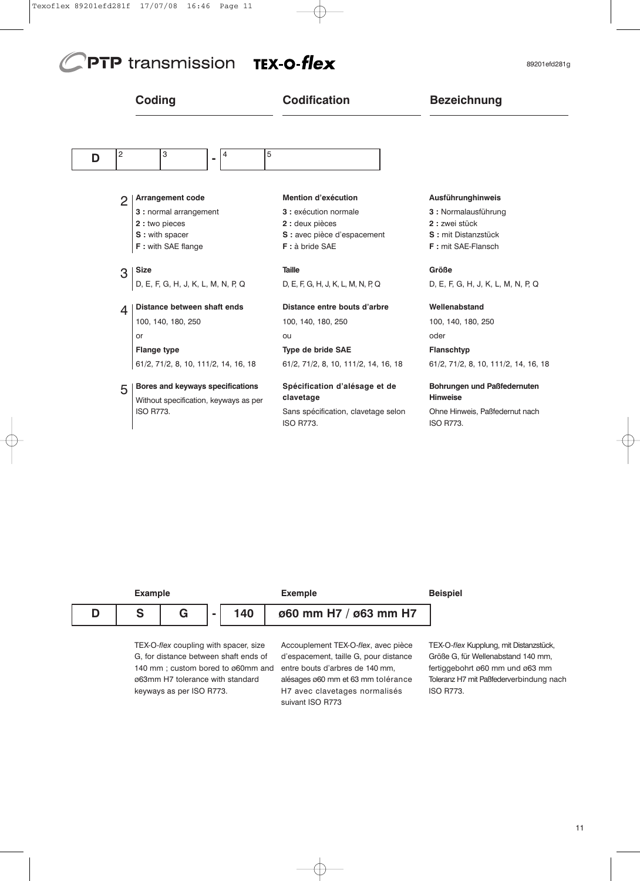## Coding / Codification / Bezeichnung

| D | 2 | 3 | - | 4 | 5 |
|---|---|---|---|---|---|

**2**

| Arrangement code | Mention d'exécution | Ausführunghinweis |
|---|---|---|
| **3 :** normal arrangement | **3 :** exécution normale | **3 :** Normalausführung |
| **2 :** two pieces | **2 :** deux pièces | **2 :** zwei stück |
| **S :** with spacer | **S :** avec pièce d'espacement | **S :** mit Distanzstück |
| **F :** with SAE flange | **F :** à bride SAE | **F :** mit SAE-Flansch |

**3**

| Size | Taille | Größe |
|---|---|---|
| D, E, F, G, H, J, K, L, M, N, P, Q | D, E, F, G, H, J, K, L, M, N, P, Q | D, E, F, G, H, J, K, L, M, N, P, Q |

**4**

| Distance between shaft ends | Distance entre bouts d'arbre | Wellenabstand |
|---|---|---|
| 100, 140, 180, 250 | 100, 140, 180, 250 | 100, 140, 180, 250 |
| or | ou | oder |
| **Flange type** | **Type de bride SAE** | **Flanschtyp** |
| 61/2, 71/2, 8, 10, 111/2, 14, 16, 18 | 61/2, 71/2, 8, 10, 111/2, 14, 16, 18 | 61/2, 71/2, 8, 10, 111/2, 14, 16, 18 |

**5**

| Bores and keyways specifications | Spécification d'alésage et de clavetage | Bohrungen und Paßfedernuten Hinweise |
|---|---|---|
| Without specification, keyways as per ISO R773. | Sans spécification, clavetage selon ISO R773. | Ohne Hinweis, Paßfedernut nach ISO R773. |

### Example / Exemple / Beispiel

| D | S | G | - | 140 | ø60 mm H7 / ø63 mm H7 |
|---|---|---|---|---|---|

TEX-O-*flex* coupling with spacer, size G, for distance between shaft ends of 140 mm ; custom bored to ø60mm and ø63mm H7 tolerance with standard keyways as per ISO R773.

Accouplement TEX-O-*flex*, avec pièce d'espacement, taille G, pour distance entre bouts d'arbres de 140 mm, alésages ø60 mm et 63 mm tolérance H7 avec clavetages normalisés suivant ISO R773

TEX-O-*flex* Kupplung, mit Distanzstück, Größe G, für Wellenabstand 140 mm, fertiggebohrt ø60 mm und ø63 mm Toleranz H7 mit Paßfederverbindung nach ISO R773.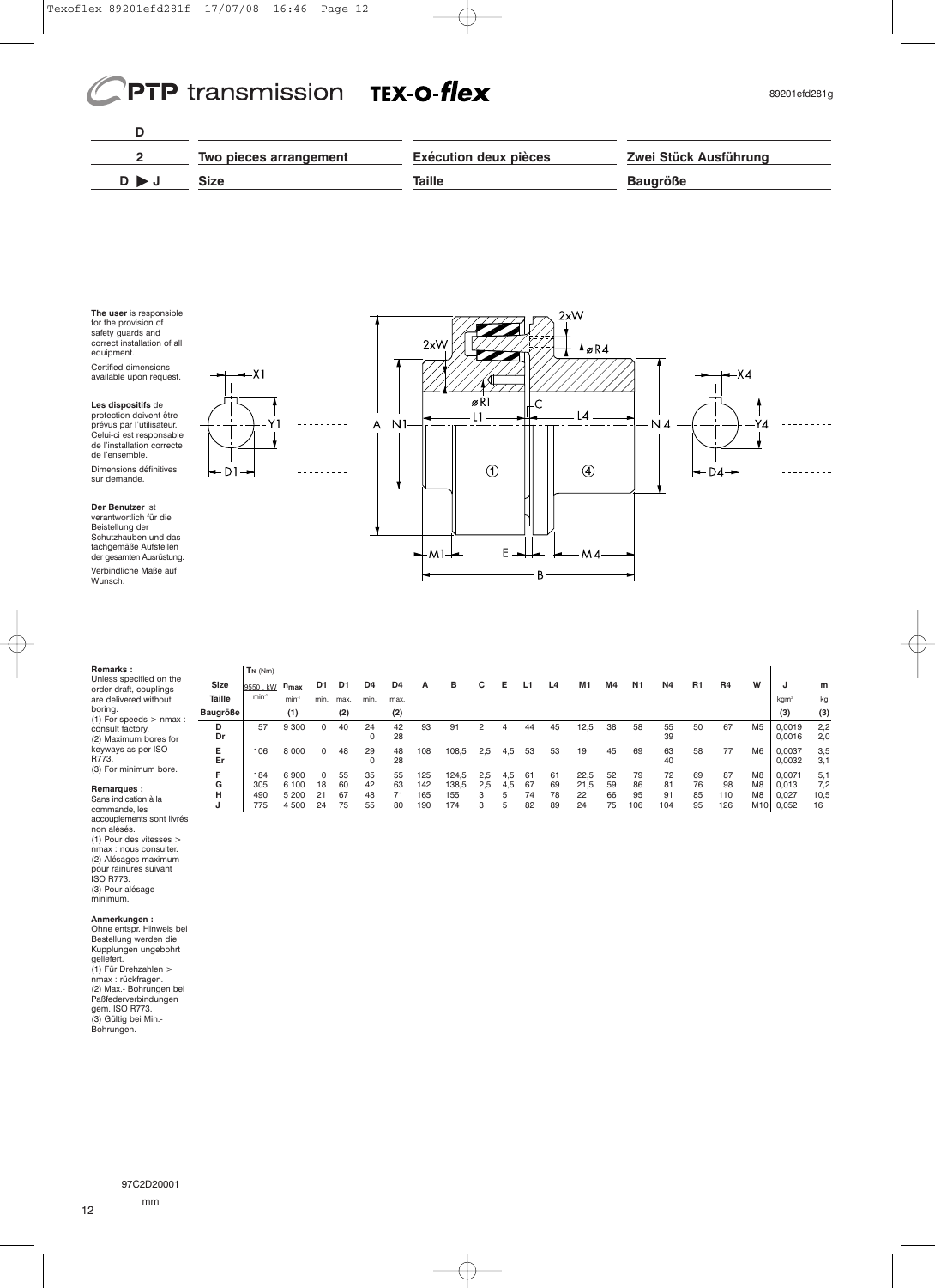| D | | | |
|---|---|---|---|
| 2 | Two pieces arrangement | Exécution deux pièces | Zwei Stück Ausführung |
| D ▶ J | Size | Taille | Baugröße |

**The user** is responsible for the provision of safety guards and correct installation of all equipment.

Certified dimensions available upon request.

**Les dispositifs** de protection doivent être prévus par l'utilisateur. Celui-ci est responsable de l'installation correcte de l'ensemble.

Dimensions définitives sur demande.

**Der Benutzer** ist verantwortlich für die Beistellung der Schutzhauben und das fachgemäße Aufstellen der gesamten Ausrüstung.

Verbindliche Maße auf Wunsch.

X1
Y1
D1
2xW
2xW
⌀R4
⌀R1
C
A
N1
L1
L4
N 4
X4
Y4
D4
①
④
M1
E
M4
B

**Remarks :**
Unless specified on the order draft, couplings are delivered without boring.
(1) For speeds > nmax : consult factory.
(2) Maximum bores for keyways as per ISO R773.
(3) For minimum bore.

**Remarques :**
Sans indication à la commande, les accouplements sont livrés non alésés.
(1) Pour des vitesses > nmax : nous consulter.
(2) Alésages maximum pour rainures suivant ISO R773.
(3) Pour alésage minimum.

**Anmerkungen :**
Ohne entspr. Hinweis bei Bestellung werden die Kupplungen ungebohrt geliefert.
(1) Für Drehzahlen > nmax : rückfragen.
(2) Max.- Bohrungen bei Paßfederverbindungen gem. ISO R773.
(3) Gültig bei Min.- Bohrungen.

| Size / Taille / Baugröße | $T_N$ (Nm) $\frac{9550 . kW}{min^{-1}}$ | $n_{max}$ min⁻¹ (1) | D1 min. | D1 max. (2) | D4 min. | D4 max. (2) | A | B | C | E | L1 | L4 | M1 | M4 | N1 | N4 | R1 | R4 | W | J kgm² (3) | m kg (3) |
|---|---|---|---|---|---|---|---|---|---|---|---|---|---|---|---|---|---|---|---|---|---|
| D | 57 | 9 300 | 0 | 40 | 24 | 42 | 93 | 91 | 2 | 4 | 44 | 45 | 12,5 | 38 | 58 | 55 | 50 | 67 | M5 | 0,0019 | 2,2 |
| Dr | | | | | 0 | 28 | | | | | | | | | | 39 | | | | 0,0016 | 2,0 |
| E | 106 | 8 000 | 0 | 48 | 29 | 48 | 108 | 108,5 | 2,5 | 4,5 | 53 | 53 | 19 | 45 | 69 | 63 | 58 | 77 | M6 | 0,0037 | 3,5 |
| Er | | | | | 0 | 28 | | | | | | | | | | 40 | | | | 0,0032 | 3,1 |
| F | 184 | 6 900 | 0 | 55 | 35 | 55 | 125 | 124,5 | 2,5 | 4,5 | 61 | 61 | 22,5 | 52 | 79 | 72 | 69 | 87 | M8 | 0,0071 | 5,1 |
| G | 305 | 6 100 | 18 | 60 | 42 | 63 | 142 | 138,5 | 2,5 | 4,5 | 67 | 69 | 21,5 | 59 | 86 | 81 | 76 | 98 | M8 | 0,013 | 7,2 |
| H | 490 | 5 200 | 21 | 67 | 48 | 71 | 165 | 155 | 3 | 5 | 74 | 78 | 22 | 66 | 95 | 91 | 85 | 110 | M8 | 0,027 | 10,5 |
| J | 775 | 4 500 | 24 | 75 | 55 | 80 | 190 | 174 | 3 | 5 | 82 | 89 | 24 | 75 | 106 | 104 | 95 | 126 | M10 | 0,052 | 16 |

97C2D20001

mm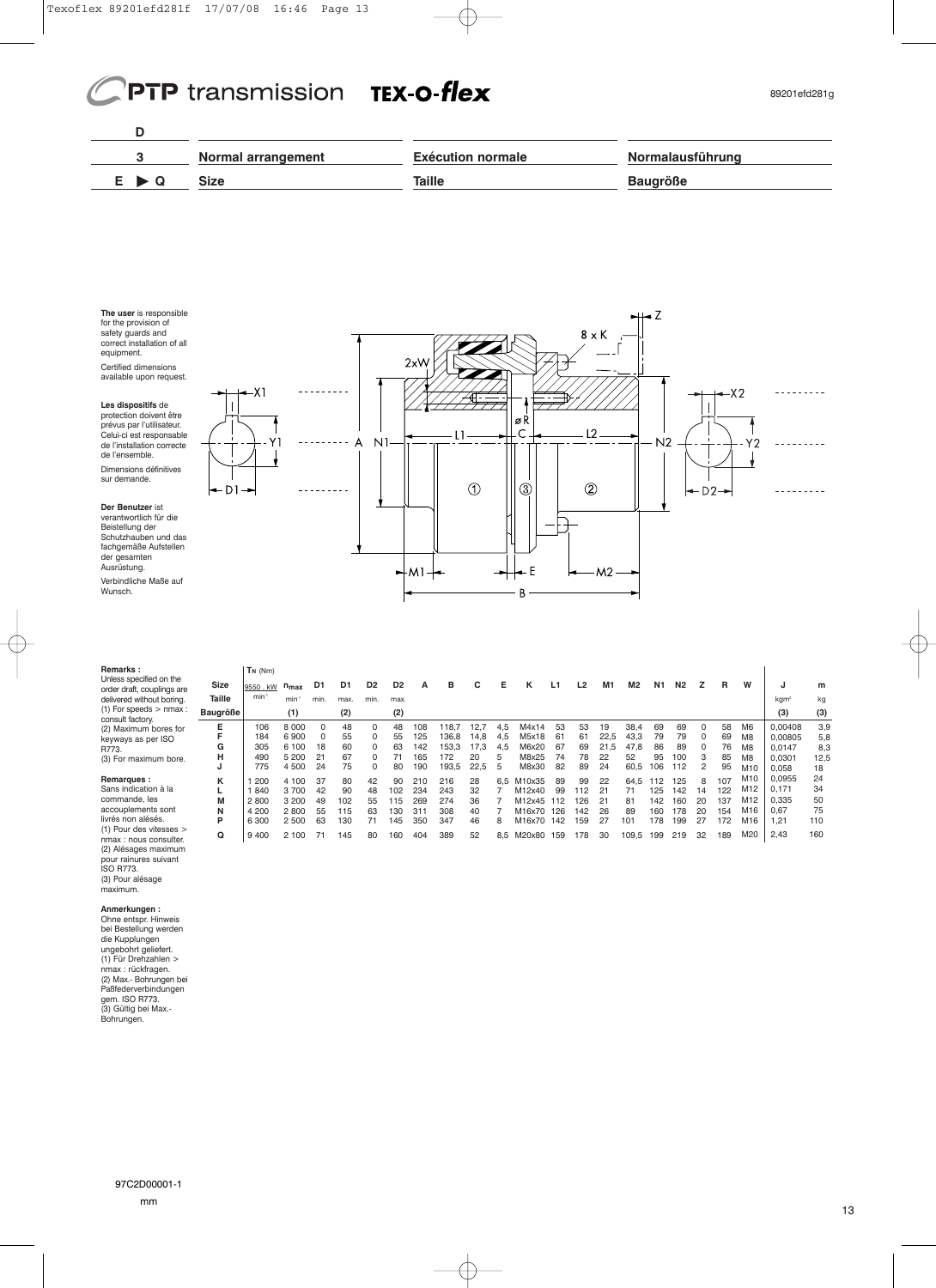89201efd281g

| D | | | |
|---|---|---|---|
| 3 | Normal arrangement | Exécution normale | Normalausführung |
| E ▶ Q | Size | Taille | Baugröße |

**The user** is responsible for the provision of safety guards and correct installation of all equipment.

Certified dimensions available upon request.

**Les dispositifs** de protection doivent être prévus par l'utilisateur. Celui-ci est responsable de l'installation correcte de l'ensemble.

Dimensions définitives sur demande.

**Der Benutzer** ist verantwortlich für die Beistellung der Schutzhauben und das fachgemäße Aufstellen der gesamten Ausrüstung.

Verbindliche Maße auf Wunsch.

X1 Y1 D1 A N1 2xW L1 øR C 8 x K Z L2 N2 X2 Y2 D2 ① ③ ② M1 E M2 B

**Remarks :**
Unless specified on the order draft, couplings are delivered without boring.
(1) For speeds > nmax : consult factory.
(2) Maximum bores for keyways as per ISO R773.
(3) For maximum bore.

**Remarques :**
Sans indication à la commande, les accouplements sont livrés non alésés.
(1) Pour des vitesses > nmax : nous consulter.
(2) Alésages maximum pour rainures suivant ISO R773.
(3) Pour alésage maximum.

**Anmerkungen :**
Ohne entspr. Hinweis bei Bestellung werden die Kupplungen ungebohrt geliefert.
(1) Für Drehzahlen > nmax : rückfragen.
(2) Max.- Bohrungen bei Paßfederverbindungen gem. ISO R773.
(3) Gültig bei Max.-Bohrungen.

| Size / Taille / Baugröße | $T_N$ (Nm) 9550 . kW / min⁻¹ | $n_{max}$ min⁻¹ (1) | D1 min. | D1 max. (2) | D2 min. | D2 max. (2) | A | B | C | E | K | L1 | L2 | M1 | M2 | N1 | N2 | Z | R | W | J kgm² (3) | m kg (3) |
|---|---|---|---|---|---|---|---|---|---|---|---|---|---|---|---|---|---|---|---|---|---|---|
| E | 106 | 8 000 | 0 | 48 | 0 | 48 | 108 | 118,7 | 12,7 | 4,5 | M4x14 | 53 | 53 | 19 | 38,4 | 69 | 69 | 0 | 58 | M6 | 0,00408 | 3,9 |
| F | 184 | 6 900 | 0 | 55 | 0 | 55 | 125 | 136,8 | 14,8 | 4,5 | M5x18 | 61 | 61 | 22,5 | 43,3 | 79 | 79 | 0 | 69 | M8 | 0,00805 | 5,8 |
| G | 305 | 6 100 | 18 | 60 | 0 | 63 | 142 | 153,3 | 17,3 | 4,5 | M6x20 | 67 | 69 | 21,5 | 47,8 | 86 | 89 | 0 | 76 | M8 | 0,0147 | 8,3 |
| H | 490 | 5 200 | 21 | 67 | 0 | 71 | 165 | 172 | 20 | 5 | M8x25 | 74 | 78 | 22 | 52 | 95 | 100 | 3 | 85 | M8 | 0,0301 | 12,5 |
| J | 775 | 4 500 | 24 | 75 | 0 | 80 | 190 | 193,5 | 22,5 | 5 | M8x30 | 82 | 89 | 24 | 60,5 | 106 | 112 | 2 | 95 | M10 | 0,058 | 18 |
| K | 1 200 | 4 100 | 37 | 80 | 42 | 90 | 210 | 216 | 28 | 6,5 | M10x35 | 89 | 99 | 22 | 64,5 | 112 | 125 | 8 | 107 | M10 | 0,0955 | 24 |
| L | 1 840 | 3 700 | 42 | 90 | 48 | 102 | 234 | 243 | 32 | 7 | M12x40 | 99 | 112 | 21 | 71 | 125 | 142 | 14 | 122 | M12 | 0,171 | 34 |
| M | 2 800 | 3 200 | 49 | 102 | 55 | 115 | 269 | 274 | 36 | 7 | M12x45 | 112 | 126 | 21 | 81 | 142 | 160 | 20 | 137 | M12 | 0,335 | 50 |
| N | 4 200 | 2 800 | 55 | 115 | 63 | 130 | 311 | 308 | 40 | 7 | M16x70 | 126 | 142 | 26 | 89 | 160 | 178 | 20 | 154 | M16 | 0,67 | 75 |
| P | 6 300 | 2 500 | 63 | 130 | 71 | 145 | 350 | 347 | 46 | 8 | M16x70 | 142 | 159 | 27 | 101 | 178 | 199 | 27 | 172 | M16 | 1,21 | 110 |
| Q | 9 400 | 2 100 | 71 | 145 | 80 | 160 | 404 | 389 | 52 | 8,5 | M20x80 | 159 | 178 | 30 | 109,5 | 199 | 219 | 32 | 189 | M20 | 2,43 | 160 |

97C2D00001-1

mm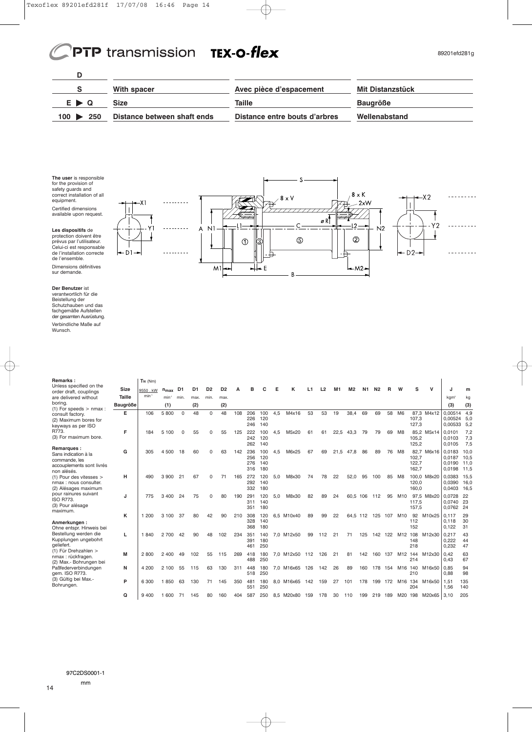89201efd281g

| D | | | |
|---|---|---|---|
| S | With spacer | Avec pièce d'espacement | Mit Distanzstück |
| E ▶ Q | Size | Taille | Baugröße |
| 100 ▶ 250 | Distance between shaft ends | Distance entre bouts d'arbres | Wellenabstand |

**The user** is responsible for the provision of safety guards and correct installation of all equipment.

Certified dimensions available upon request.

**Les dispositifs** de protection doivent être prévus par l'utilisateur. Celui-ci est responsable de l'installation correcte de l'ensemble.

Dimensions définitives sur demande.

**Der Benutzer** ist verantwortlich für die Beistellung der Schutzhauben und das fachgemäße Aufstellen der gesamten Ausrüstung.

Verbindliche Maße auf Wunsch.

S
8 x V
8 x K
2xW
X1
Y1
D1
A
N1
L1
C
ø R
L2
N2
X2
Y2
D2
M1
E
B
M2
①
③
⑤
②

**Remarks :**
Unless specified on the order draft, couplings are delivered without boring.
(1) For speeds > nmax : consult factory.
(2) Maximum bores for keyways as per ISO R773.
(3) For maximum bore.

**Remarques :**
Sans indication à la commande, les accouplements sont livrés non alésés.
(1) Pour des vitesses > nmax : nous consulter.
(2) Alésages maximum pour rainures suivant ISO R773.
(3) Pour alésage maximum.

**Anmerkungen :**
Ohne entspr. Hinweis bei Bestellung werden die Kupplungen ungebohrt geliefert.
(1) Für Drehzahlen > nmax : rückfragen.
(2) Max.- Bohrungen bei Paßfederverbindungen gem. ISO R773.
(3) Gültig bei Max.- Bohrungen.

| Size / Taille / Baugröße | $T_N$ (Nm) 9550 . kW / min⁻¹ | $n_{max}$ min⁻¹ (1) | D1 min. | D1 max. (2) | D2 min. | D2 max. (2) | A | B | C | E | K | L1 | L2 | M1 | M2 | N1 | N2 | R | W | S | V | J kgm² (3) | m kg (3) |
|---|---|---|---|---|---|---|---|---|---|---|---|---|---|---|---|---|---|---|---|---|---|---|---|
| E | 106 | 5 800 | 0 | 48 | 0 | 48 | 108 | 206<br>226<br>246 | 100<br>120<br>140 | 4,5 | M4x16 | 53 | 53 | 19 | 38,4 | 69 | 69 | 58 | M6 | 87,3<br>107,3<br>127,3 | M4x12 | 0,00514<br>0,00524<br>0,00533 | 4,9<br>5,0<br>5,2 |
| F | 184 | 5 100 | 0 | 55 | 0 | 55 | 125 | 222<br>242<br>262 | 100<br>120<br>140 | 4,5 | M5x20 | 61 | 61 | 22,5 | 43,3 | 79 | 79 | 69 | M8 | 85,2<br>105,2<br>125,2 | M5x14 | 0,0101<br>0,0103<br>0,0105 | 7,2<br>7,3<br>7,5 |
| G | 305 | 4 500 | 18 | 60 | 0 | 63 | 142 | 236<br>256<br>276<br>316 | 100<br>120<br>140<br>180 | 4,5 | M6x25 | 67 | 69 | 21,5 | 47,8 | 86 | 89 | 76 | M8 | 82,7<br>102,7<br>122,7<br>162,7 | M6x16 | 0,0183<br>0,0187<br>0,0190<br>0,0198 | 10,0<br>10,5<br>11,0<br>11,5 |
| H | 490 | 3 900 | 21 | 67 | 0 | 71 | 165 | 272<br>292<br>332 | 120<br>140<br>180 | 5,0 | M8x30 | 74 | 78 | 22 | 52,0 | 95 | 100 | 85 | M8 | 100,0<br>120,0<br>160,0 | M8x20 | 0,0383<br>0,0390<br>0,0403 | 15,5<br>16,0<br>16,5 |
| J | 775 | 3 400 | 24 | 75 | 0 | 80 | 190 | 291<br>311<br>351 | 120<br>140<br>180 | 5,0 | M8x30 | 82 | 89 | 24 | 60,5 | 106 | 112 | 95 | M10 | 97,5<br>117,5<br>157,5 | M8x20 | 0,0728<br>0,0740<br>0,0762 | 22<br>23<br>24 |
| K | 1 200 | 3 100 | 37 | 80 | 42 | 90 | 210 | 308<br>328<br>368 | 120<br>140<br>180 | 6,5 | M10x40 | 89 | 99 | 22 | 64,5 | 112 | 125 | 107 | M10 | 92<br>112<br>152 | M10x25 | 0,117<br>0,118<br>0,122 | 29<br>30<br>31 |
| L | 1 840 | 2 700 | 42 | 90 | 48 | 102 | 234 | 351<br>391<br>461 | 140<br>180<br>250 | 7,0 | M12x50 | 99 | 112 | 21 | 71 | 125 | 142 | 122 | M12 | 108<br>148<br>218 | M12x30 | 0,217<br>0,222<br>0,232 | 43<br>44<br>47 |
| M | 2 800 | 2 400 | 49 | 102 | 55 | 115 | 269 | 418<br>488 | 180<br>250 | 7,0 | M12x50 | 112 | 126 | 21 | 81 | 142 | 160 | 137 | M12 | 144<br>214 | M12x30 | 0,42<br>0,43 | 63<br>67 |
| N | 4 200 | 2 100 | 55 | 115 | 63 | 130 | 311 | 448<br>518 | 180<br>250 | 7,0 | M16x65 | 126 | 142 | 26 | 89 | 160 | 178 | 154 | M16 | 140<br>210 | M16x50 | 0,85<br>0,88 | 94<br>98 |
| P | 6 300 | 1 850 | 63 | 130 | 71 | 145 | 350 | 481<br>551 | 180<br>250 | 8,0 | M16x65 | 142 | 159 | 27 | 101 | 178 | 199 | 172 | M16 | 134<br>204 | M16x50 | 1,51<br>1,56 | 135<br>140 |
| Q | 9 400 | 1 600 | 71 | 145 | 80 | 160 | 404 | 587 | 250 | 8,5 | M20x80 | 159 | 178 | 30 | 110 | 199 | 219 | 189 | M20 | 198 | M20x65 | 3,10 | 205 |

97C2DS0001-1

mm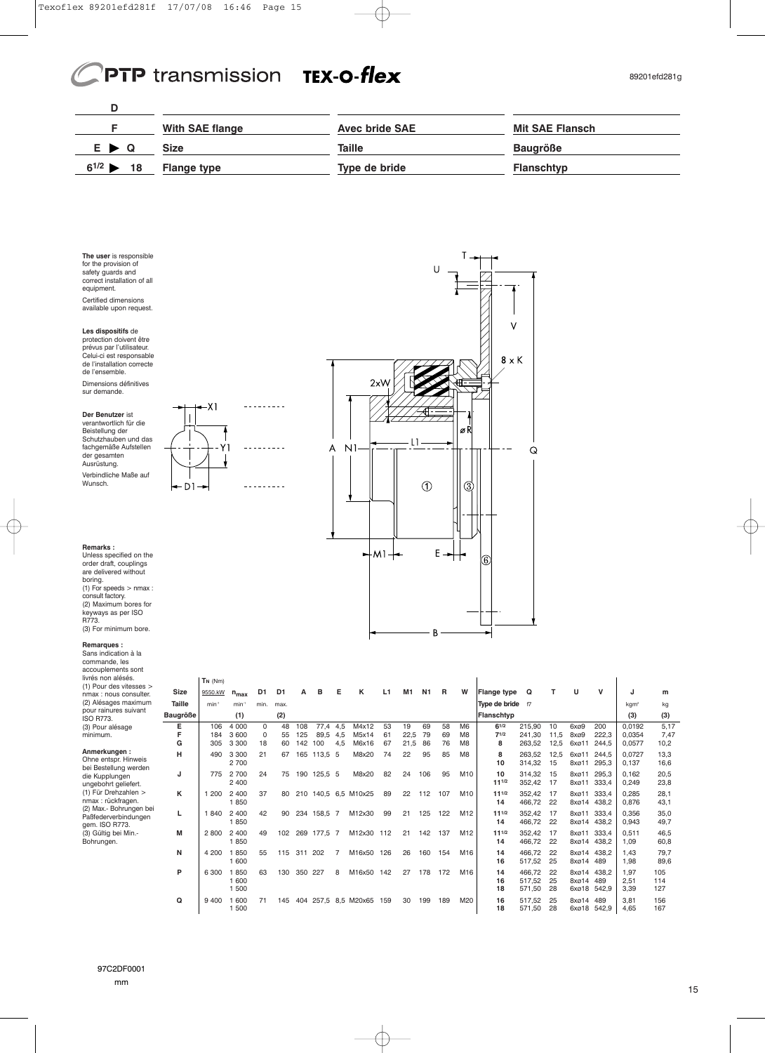89201efd281g

| | | | |
|---|---|---|---|
| **D** | | | |
| **F** | **With SAE flange** | **Avec bride SAE** | **Mit SAE Flansch** |
| **E ▶ Q** | **Size** | **Taille** | **Baugröße** |
| **6 1/2 ▶ 18** | **Flange type** | **Type de bride** | **Flanschtyp** |

**The user** is responsible for the provision of safety guards and correct installation of all equipment.

Certified dimensions available upon request.

**Les dispositifs** de protection doivent être prévus par l'utilisateur. Celui-ci est responsable de l'installation correcte de l'ensemble.

Dimensions définitives sur demande.

**Der Benutzer** ist verantwortlich für die Beistellung der Schutzhauben und das fachgemäße Aufstellen der gesamten Ausrüstung.

Verbindliche Maße auf Wunsch.

**Remarks :**
Unless specified on the order draft, couplings are delivered without boring.
(1) For speeds > nmax : consult factory.
(2) Maximum bores for keyways as per ISO R773.
(3) For minimum bore.

**Remarques :**
Sans indication à la commande, les accouplements sont livrés non alésés.
(1) Pour des vitesses > nmax : nous consulter.
(2) Alésages maximum pour rainures suivant ISO R773.
(3) Pour alésage minimum.

**Anmerkungen :**
Ohne entspr. Hinweis bei Bestellung werden die Kupplungen ungebohrt geliefert.
(1) Für Drehzahlen > nmax : rückfragen.
(2) Max.- Bohrungen bei Paßfederverbindungen gem. ISO R773.
(3) Gültig bei Min.-Bohrungen.

T
U
V
8 x K
2xW
ø R
L1
A
N1
Q
①
③
⑥
M1
E
B
X1
Y1
D1

| Size / Taille / Baugröße | $T_N$ (Nm) 9550.kW / min⁻¹ | $n_{max}$ min⁻¹ (1) | D1 min. | D1 max. (2) | A | B | E | K | L1 | M1 | N1 | R | W | Flange type / Type de bride / Flanschtyp | Q f7 | T | U | V | J kgm² (3) | m kg (3) |
|---|---|---|---|---|---|---|---|---|---|---|---|---|---|---|---|---|---|---|---|---|
| E | 106 | 4 000 | 0 | 48 | 108 | 77,4 | 4,5 | M4x12 | 53 | 19 | 69 | 58 | M6 | 6 1/2 | 215,90 | 10 | 6xø9 | 200 | 0,0192 | 5,17 |
| F | 184 | 3 600 | 0 | 55 | 125 | 89,5 | 4,5 | M5x14 | 61 | 22,5 | 79 | 69 | M8 | 7 1/2 | 241,30 | 11,5 | 8xø9 | 222,3 | 0,0354 | 7,47 |
| G | 305 | 3 300 | 18 | 60 | 142 | 100 | 4,5 | M6x16 | 67 | 21,5 | 86 | 76 | M8 | 8 | 263,52 | 12,5 | 6xø11 | 244,5 | 0,0577 | 10,2 |
| H | 490 | 3 300<br>2 700 | 21 | 67 | 165 | 113,5 | 5 | M8x20 | 74 | 22 | 95 | 85 | M8 | 8<br>10 | 263,52<br>314,32 | 12,5<br>15 | 6xø11<br>8xø11 | 244,5<br>295,3 | 0,0727<br>0,137 | 13,3<br>16,6 |
| J | 775 | 2 700<br>2 400 | 24 | 75 | 190 | 125,5 | 5 | M8x20 | 82 | 24 | 106 | 95 | M10 | 10<br>11 1/2 | 314,32<br>352,42 | 15<br>17 | 8xø11<br>8xø11 | 295,3<br>333,4 | 0,162<br>0,249 | 20,5<br>23,8 |
| K | 1 200 | 2 400<br>1 850 | 37 | 80 | 210 | 140,5 | 6,5 | M10x25 | 89 | 22 | 112 | 107 | M10 | 11 1/2<br>14 | 352,42<br>466,72 | 17<br>22 | 8xø11<br>8xø14 | 333,4<br>438,2 | 0,285<br>0,876 | 28,1<br>43,1 |
| L | 1 840 | 2 400<br>1 850 | 42 | 90 | 234 | 158,5 | 7 | M12x30 | 99 | 21 | 125 | 122 | M12 | 11 1/2<br>14 | 352,42<br>466,72 | 17<br>22 | 8xø11<br>8xø14 | 333,4<br>438,2 | 0,356<br>0,943 | 35,0<br>49,7 |
| M | 2 800 | 2 400<br>1 850 | 49 | 102 | 269 | 177,5 | 7 | M12x30 | 112 | 21 | 142 | 137 | M12 | 11 1/2<br>14 | 352,42<br>466,72 | 17<br>22 | 8xø11<br>8xø14 | 333,4<br>438,2 | 0,511<br>1,09 | 46,5<br>60,8 |
| N | 4 200 | 1 850<br>1 600 | 55 | 115 | 311 | 202 | 7 | M16x50 | 126 | 26 | 160 | 154 | M16 | 14<br>16 | 466,72<br>517,52 | 22<br>25 | 8xø14<br>8xø14 | 438,2<br>489 | 1,43<br>1,98 | 79,7<br>89,6 |
| P | 6 300 | 1 850<br>1 600<br>1 500 | 63 | 130 | 350 | 227 | 8 | M16x50 | 142 | 27 | 178 | 172 | M16 | 14<br>16<br>18 | 466,72<br>517,52<br>571,50 | 22<br>25<br>28 | 8xø14<br>8xø14<br>6xø18 | 438,2<br>489<br>542,9 | 1,97<br>2,51<br>3,39 | 105<br>114<br>127 |
| Q | 9 400 | 1 600<br>1 500 | 71 | 145 | 404 | 257,5 | 8,5 | M20x65 | 159 | 30 | 199 | 189 | M20 | 16<br>18 | 517,52<br>571,50 | 25<br>28 | 8xø14<br>6xø18 | 489<br>542,9 | 3,81<br>4,65 | 156<br>167 |

97C2DF0001
mm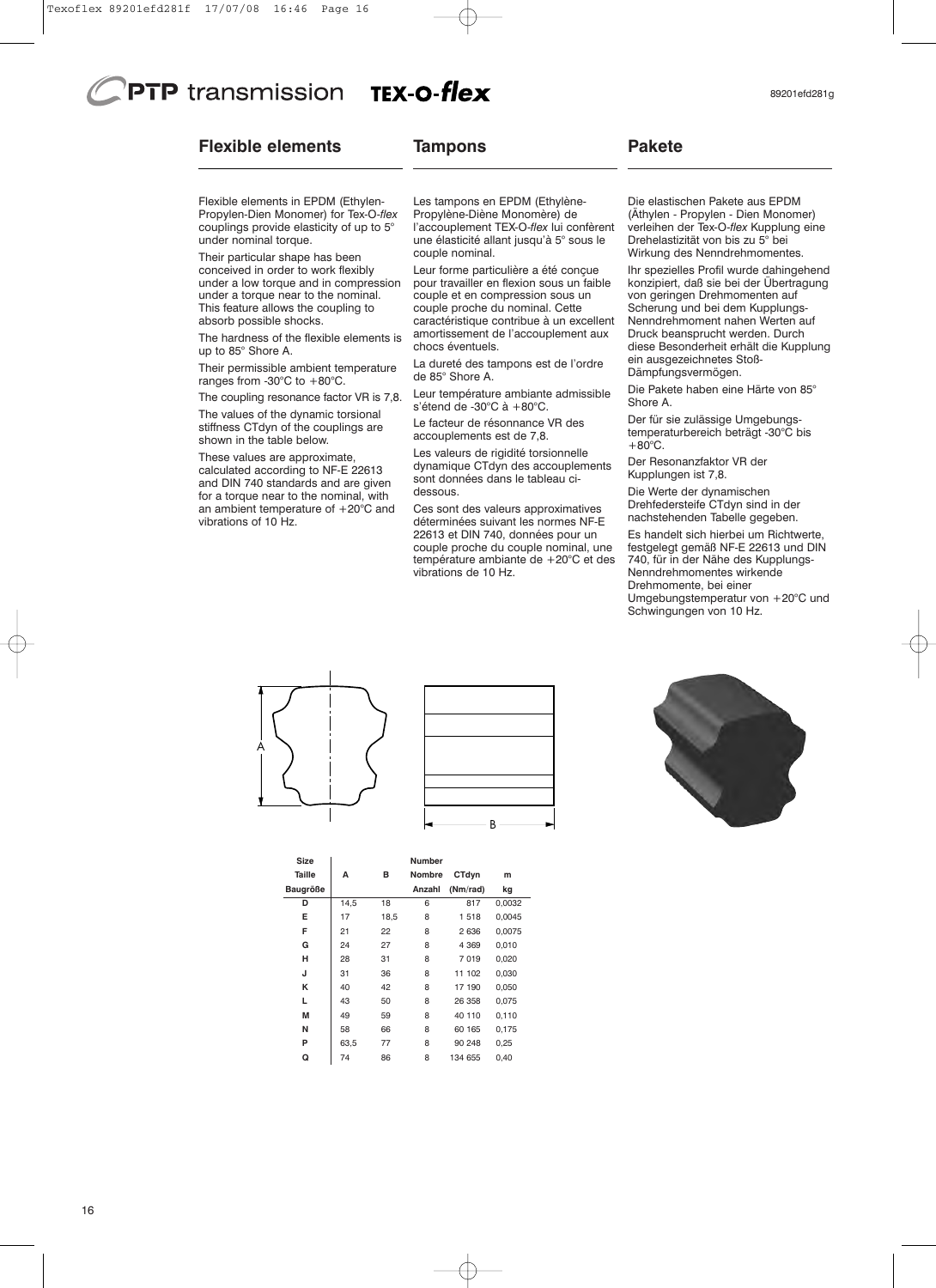## Flexible elements

Flexible elements in EPDM (Ethylen-Propylen-Dien Monomer) for Tex-O-*flex* couplings provide elasticity of up to 5° under nominal torque.

Their particular shape has been conceived in order to work flexibly under a low torque and in compression under a torque near to the nominal. This feature allows the coupling to absorb possible shocks.

The hardness of the flexible elements is up to 85° Shore A.

Their permissible ambient temperature ranges from -30°C to +80°C.

The coupling resonance factor VR is 7,8.

The values of the dynamic torsional stiffness CTdyn of the couplings are shown in the table below.

These values are approximate, calculated according to NF-E 22613 and DIN 740 standards and are given for a torque near to the nominal, with an ambient temperature of +20°C and vibrations of 10 Hz.

## Tampons

Les tampons en EPDM (Ethylène-Propylène-Diène Monomère) de l'accouplement TEX-O-*flex* lui confèrent une élasticité allant jusqu'à 5° sous le couple nominal.

Leur forme particulière a été conçue pour travailler en flexion sous un faible couple et en compression sous un couple proche du nominal. Cette caractéristique contribue à un excellent amortissement de l'accouplement aux chocs éventuels.

La dureté des tampons est de l'ordre de 85° Shore A.

Leur température ambiante admissible s'étend de -30°C à +80°C.

Le facteur de résonnance VR des accouplements est de 7,8.

Les valeurs de rigidité torsionnelle dynamique CTdyn des accouplements sont données dans le tableau ci-dessous.

Ces sont des valeurs approximatives déterminées suivant les normes NF-E 22613 et DIN 740, données pour un couple proche du couple nominal, une température ambiante de +20°C et des vibrations de 10 Hz.

## Pakete

Die elastischen Pakete aus EPDM (Äthylen - Propylen - Dien Monomer) verleihen der Tex-O-*flex* Kupplung eine Drehelastizität von bis zu 5° bei Wirkung des Nenndrehmomentes.

Ihr spezielles Profil wurde dahingehend konzipiert, daß sie bei der Übertragung von geringen Drehmomenten auf Scherung und bei dem Kupplungs-Nenndrehmoment nahen Werten auf Druck beansprucht werden. Durch diese Besonderheit erhält die Kupplung ein ausgezeichnetes Stoß-Dämpfungsvermögen.

Die Pakete haben eine Härte von 85° Shore A.

Der für sie zulässige Umgebungs-temperaturbereich beträgt -30°C bis +80°C.

Der Resonanzfaktor VR der Kupplungen ist 7,8.

Die Werte der dynamischen Drehfedersteife CTdyn sind in der nachstehenden Tabelle gegeben.

Es handelt sich hierbei um Richtwerte, festgelegt gemäß NF-E 22613 und DIN 740, für in der Nähe des Kupplungs-Nenndrehmomentes wirkende Drehmomente, bei einer Umgebungstemperatur von +20°C und Schwingungen von 10 Hz.

A

B

| Size / Taille / Baugröße | A | B | Number / Nombre / Anzahl | CTdyn (Nm/rad) | m kg |
|---|---|---|---|---|---|
| D | 14,5 | 18 | 6 | 817 | 0,0032 |
| E | 17 | 18,5 | 8 | 1 518 | 0,0045 |
| F | 21 | 22 | 8 | 2 636 | 0,0075 |
| G | 24 | 27 | 8 | 4 369 | 0,010 |
| H | 28 | 31 | 8 | 7 019 | 0,020 |
| J | 31 | 36 | 8 | 11 102 | 0,030 |
| K | 40 | 42 | 8 | 17 190 | 0,050 |
| L | 43 | 50 | 8 | 26 358 | 0,075 |
| M | 49 | 59 | 8 | 40 110 | 0,110 |
| N | 58 | 66 | 8 | 60 165 | 0,175 |
| P | 63,5 | 77 | 8 | 90 248 | 0,25 |
| Q | 74 | 86 | 8 | 134 655 | 0,40 |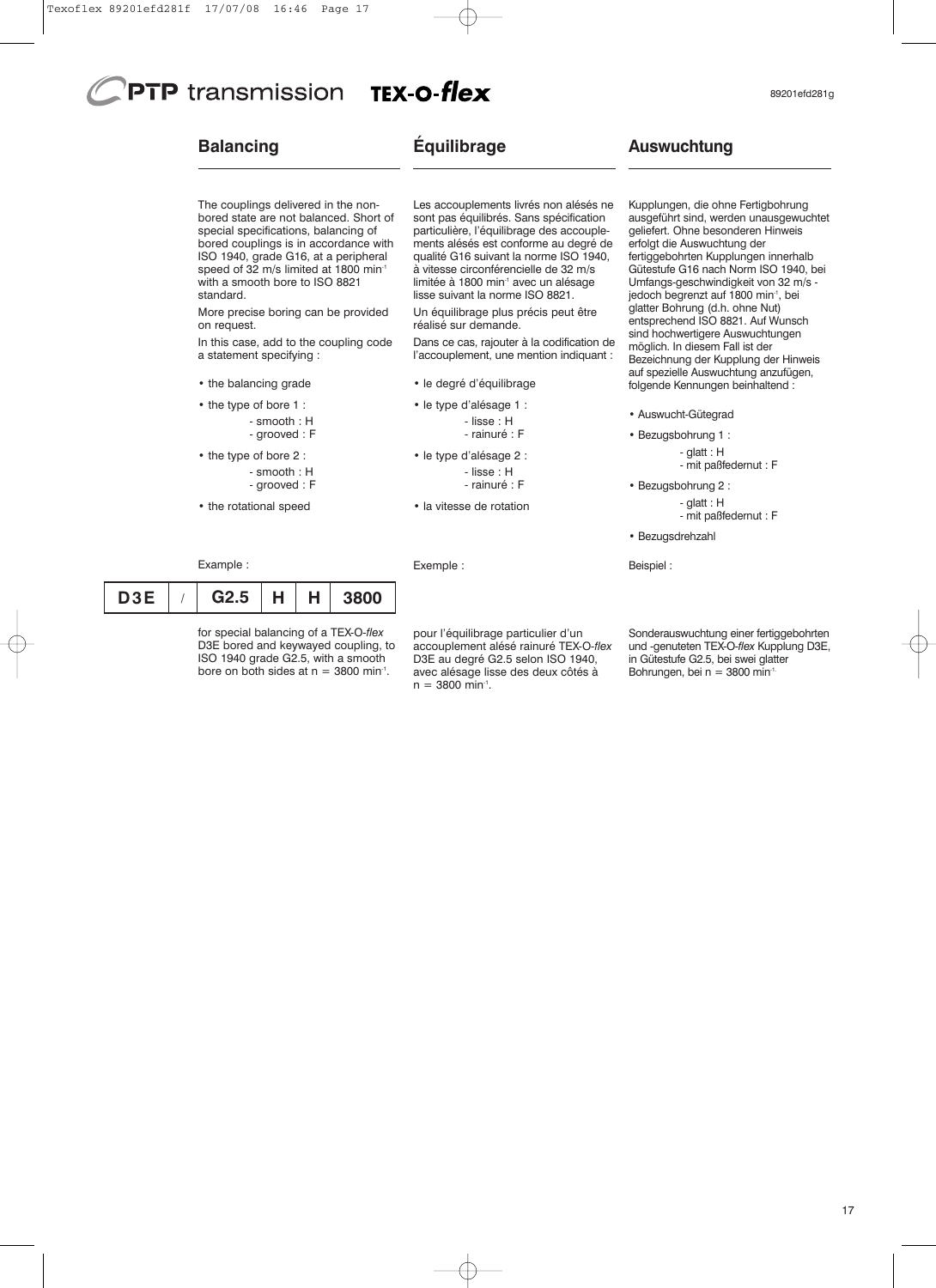# PTP transmission TEX-O-flex

## Balancing

The couplings delivered in the non-bored state are not balanced. Short of special specifications, balancing of bored couplings is in accordance with ISO 1940, grade G16, at a peripheral speed of 32 m/s limited at 1800 min$^{-1}$ with a smooth bore to ISO 8821 standard.

More precise boring can be provided on request.

In this case, add to the coupling code a statement specifying :

- the balancing grade
- the type of bore 1 :
  - smooth : H
  - grooved : F
- the type of bore 2 :
  - smooth : H
  - grooved : F
- the rotational speed

Example :

| D3E | / | G2.5 | H | H | 3800 |
|---|---|---|---|---|---|

for special balancing of a TEX-O-*flex* D3E bored and keywayed coupling, to ISO 1940 grade G2.5, with a smooth bore on both sides at n = 3800 min$^{-1}$.

## Équilibrage

Les accouplements livrés non alésés ne sont pas équilibrés. Sans spécification particulière, l'équilibrage des accouplements alésés est conforme au degré de qualité G16 suivant la norme ISO 1940, à vitesse circonférencielle de 32 m/s limitée à 1800 min$^{-1}$ avec un alésage lisse suivant la norme ISO 8821.

Un équilibrage plus précis peut être réalisé sur demande.

Dans ce cas, rajouter à la codification de l'accouplement, une mention indiquant :

- le degré d'équilibrage
- le type d'alésage 1 :
  - lisse : H
  - rainuré : F
- le type d'alésage 2 :
  - lisse : H
  - rainuré : F
- la vitesse de rotation

Exemple :

pour l'équilibrage particulier d'un accouplement alésé rainuré TEX-O-*flex* D3E au degré G2.5 selon ISO 1940, avec alésage lisse des deux côtés à n = 3800 min$^{-1}$.

## Auswuchtung

Kupplungen, die ohne Fertigbohrung ausgeführt sind, werden unausgewuchtet geliefert. Ohne besonderen Hinweis erfolgt die Auswuchtung der fertiggebohrten Kupplungen innerhalb Gütestufe G16 nach Norm ISO 1940, bei Umfangs-geschwindigkeit von 32 m/s - jedoch begrenzt auf 1800 min$^{-1}$, bei glatter Bohrung (d.h. ohne Nut) entsprechend ISO 8821. Auf Wunsch sind hochwertigere Auswuchtungen möglich. In diesem Fall ist der Bezeichnung der Kupplung der Hinweis auf spezielle Auswuchtung anzufügen, folgende Kennungen beinhaltend :

- Auswucht-Gütegrad
- Bezugsbohrung 1 :
  - glatt : H
  - mit paßfedernut : F
- Bezugsbohrung 2 :
  - glatt : H
  - mit paßfedernut : F
- Bezugsdrehzahl

Beispiel :

Sonderauswuchtung einer fertiggebohrten und -genuteten TEX-O-*flex* Kupplung D3E, in Gütestufe G2.5, bei swei glatter Bohrungen, bei n = 3800 min$^{-1}$.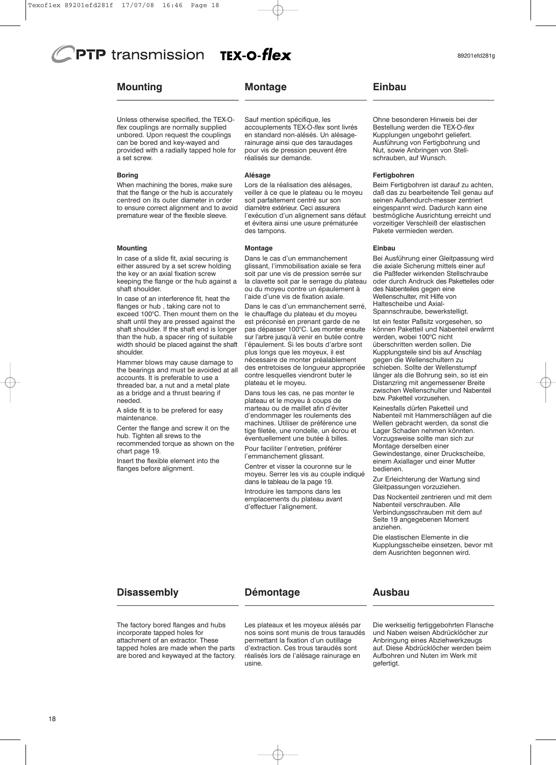# Mounting

Unless otherwise specified, the TEX-O-*flex* couplings are normally supplied unbored. Upon request the couplings can be bored and key-wayed and provided with a radially tapped hole for a set screw.

### Boring

When machining the bores, make sure that the flange or the hub is accurately centred on its outer diameter in order to ensure correct alignment and to avoid premature wear of the flexible sleeve.

### Mounting

In case of a slide fit, axial securing is either assured by a set screw holding the key or an axial fixation screw keeping the flange or the hub against a shaft shoulder.

In case of an interference fit, heat the flanges or hub , taking care not to exceed 100°C. Then mount them on the shaft until they are pressed against the shaft shoulder. If the shaft end is longer than the hub, a spacer ring of suitable width should be placed against the shaft shoulder.

Hammer blows may cause damage to the bearings and must be avoided at all accounts. It is preferable to use a threaded bar, a nut and a metal plate as a bridge and a thrust bearing if needed.

A slide fit is to be prefered for easy maintenance.

Center the flange and screw it on the hub. Tighten all srews to the recommended torque as shown on the chart page 19.

Insert the flexible element into the flanges before alignment.

# Montage

Sauf mention spécifique, les accouplements TEX-O-*flex* sont livrés en standard non-alésés. Un alésage-rainurage ainsi que des taraudages pour vis de pression peuvent être réalisés sur demande.

### Alésage

Lors de la réalisation des alésages, veiller à ce que le plateau ou le moyeu soit parfaitement centré sur son diamètre extérieur. Ceci assurera l'exécution d'un alignement sans défaut et évitera ainsi une usure prématurée des tampons.

### Montage

Dans le cas d'un emmanchement glissant, l'immobilisation axiale se fera soit par une vis de pression serrée sur la clavette soit par le serrage du plateau ou du moyeu contre un épaulement à l'aide d'une vis de fixation axiale.

Dans le cas d'un emmanchement serré, le chauffage du plateau et du moyeu est préconisé en prenant garde de ne pas dépasser 100°C. Les monter ensuite sur l'arbre jusqu'à venir en butée contre l'épaulement. Si les bouts d'arbre sont plus longs que les moyeux, il est nécessaire de monter préalablement des entretoises de longueur appropriée contre lesquelles viendront buter le plateau et le moyeu.

Dans tous les cas, ne pas monter le plateau et le moyeu à coups de marteau ou de maillet afin d'éviter d'endommager les roulements des machines. Utiliser de préférence une tige filetée, une rondelle, un écrou et éventuellement une butée à billes.

Pour faciliter l'entretien, préférer l'emmanchement glissant.

Centrer et visser la couronne sur le moyeu. Serrer les vis au couple indiqué dans le tableau de la page 19.

Introduire les tampons dans les emplacements du plateau avant d'effectuer l'alignement.

# Einbau

Ohne besonderen Hinweis bei der Bestellung werden die TEX-O-*flex* Kupplungen ungebohrt geliefert. Ausführung von Fertigbohrung und Nut, sowie Anbringen von Stellschrauben, auf Wunsch.

### Fertigbohren

Beim Fertigbohren ist darauf zu achten, daß das zu bearbeitende Teil genau auf seinen Außendurch-messer zentriert eingespannt wird. Dadurch kann eine bestmögliche Ausrichtung erreicht und vorzeitiger Verschleiß der elastischen Pakete vermieden werden.

### Einbau

Bei Ausführung einer Gleitpassung wird die axiale Sicherung mittels einer auf die Paßfeder wirkenden Stellschraube oder durch Andruck des Paketteiles oder des Nabenteiles gegen eine Wellenschulter, mit Hilfe von Haltescheibe und Axial-Spannschraube, bewerkstelligt.

Ist ein fester Paßsitz vorgesehen, so können Paketteil und Nabenteil erwärmt werden, wobei 100°C nicht überschritten werden sollen. Die Kupplungsteile sind bis auf Anschlag gegen die Wellenschultern zu schieben. Sollte der Wellenstumpf länger als die Bohrung sein, so ist ein Distanzring mit angemessener Breite zwischen Wellenschulter und Nabenteil bzw. Paketteil vorzusehen.

Keinesfalls dürfen Paketteil und Nabenteil mit Hammerschlägen auf die Wellen gebracht werden, da sonst die Lager Schaden nehmen könnten. Vorzugsweise sollte man sich zur Montage derselben einer Gewindestange, einer Druckscheibe, einem Axiallager und einer Mutter bedienen.

Zur Erleichterung der Wartung sind Gleitpassungen vorzuziehen.

Das Nockenteil zentrieren und mit dem Nabenteil verschrauben. Alle Verbindungsschrauben mit dem auf Seite 19 angegebenen Moment anziehen.

Die elastischen Elemente in die Kupplungsscheibe einsetzen, bevor mit dem Ausrichten begonnen wird.

# Disassembly

The factory bored flanges and hubs incorporate tapped holes for attachment of an extractor. These tapped holes are made when the parts are bored and keywayed at the factory.

# Démontage

Les plateaux et les moyeux alésés par nos soins sont munis de trous taraudés permettant la fixation d'un outillage d'extraction. Ces trous taraudés sont réalisés lors de l'alésage rainurage en usine.

# Ausbau

Die werkseitig fertiggebohrten Flansche und Naben weisen Abdrücklöcher zur Anbringung eines Abziehwerkzeugs auf. Diese Abdrücklöcher werden beim Aufbohren und Nuten im Werk mit gefertigt.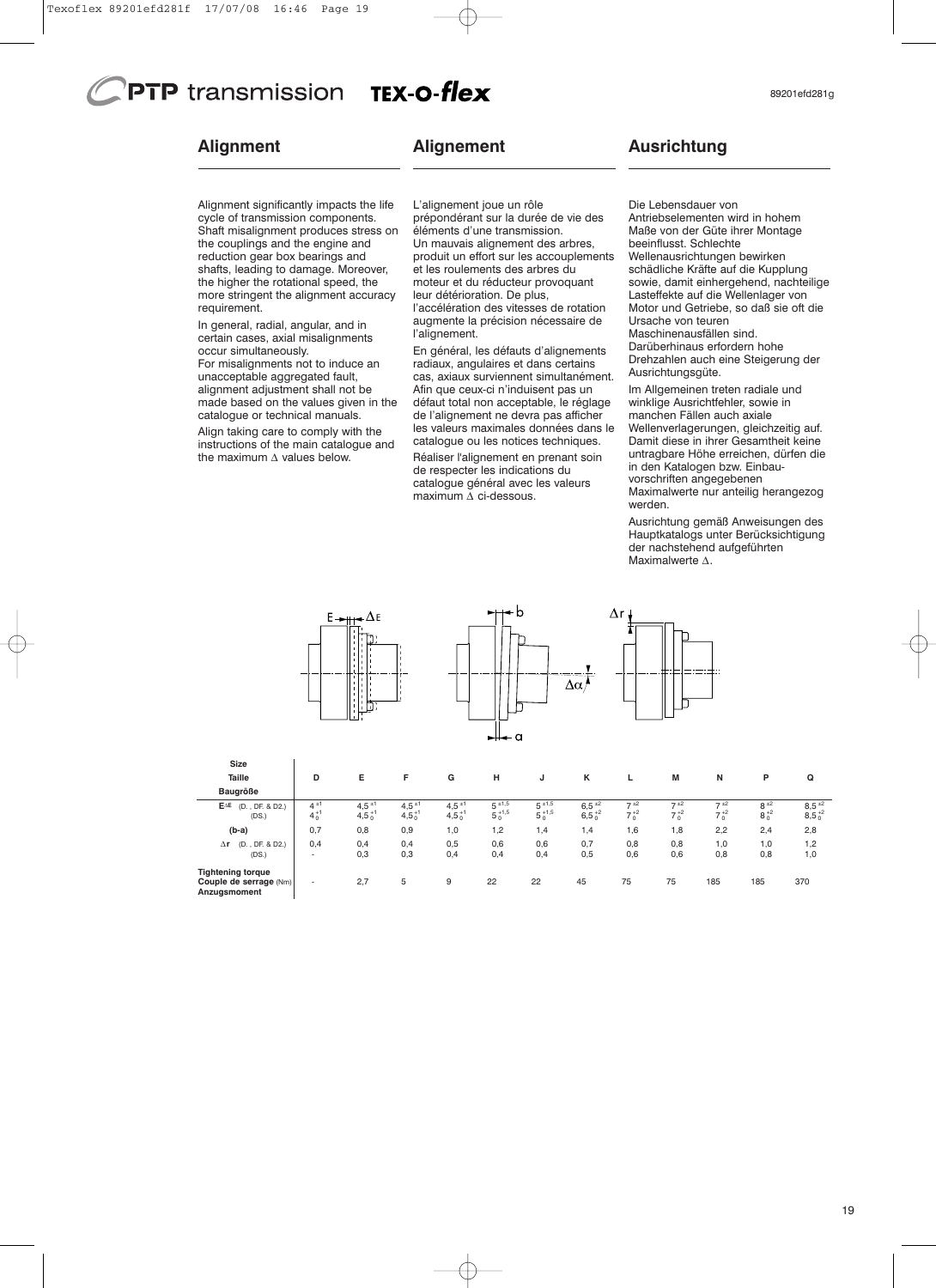PTP transmission TEX-O-flex

89201efd281g

## Alignment

Alignment significantly impacts the life cycle of transmission components. Shaft misalignment produces stress on the couplings and the engine and reduction gear box bearings and shafts, leading to damage. Moreover, the higher the rotational speed, the more stringent the alignment accuracy requirement.

In general, radial, angular, and in certain cases, axial misalignments occur simultaneously.
For misalignments not to induce an unacceptable aggregated fault, alignment adjustment shall not be made based on the values given in the catalogue or technical manuals.

Align taking care to comply with the instructions of the main catalogue and the maximum Δ values below.

## Alignement

L'alignement joue un rôle prépondérant sur la durée de vie des éléments d'une transmission.
Un mauvais alignement des arbres, produit un effort sur les accouplements et les roulements des arbres du moteur et du réducteur provoquant leur détérioration. De plus, l'accélération des vitesses de rotation augmente la précision nécessaire de l'alignement.

En général, les défauts d'alignements radiaux, angulaires et dans certains cas, axiaux surviennent simultanément. Afin que ceux-ci n'induisent pas un défaut total non acceptable, le réglage de l'alignement ne devra pas afficher les valeurs maximales données dans le catalogue ou les notices techniques.

Réaliser l'alignement en prenant soin de respecter les indications du catalogue général avec les valeurs maximum Δ ci-dessous.

## Ausrichtung

Die Lebensdauer von Antriebselementen wird in hohem Maße von der Güte ihrer Montage beeinflusst. Schlechte Wellenausrichtungen bewirken schädliche Kräfte auf die Kupplung sowie, damit einhergehend, nachteilige Lasteffekte auf die Wellenlager von Motor und Getriebe, so daß sie oft die Ursache von teuren Maschinenausfällen sind.
Darüberhinaus erfordern hohe Drehzahlen auch eine Steigerung der Ausrichtungsgüte.

Im Allgemeinen treten radiale und winklige Ausrichtfehler, sowie in manchen Fällen auch axiale Wellenverlagerungen, gleichzeitig auf. Damit diese in ihrer Gesamtheit keine untragbare Höhe erreichen, dürfen die in den Katalogen bzw. Einbauvorschriften angegebenen Maximalwerte nur anteilig herangezog werden.

Ausrichtung gemäß Anweisungen des Hauptkatalogs unter Berücksichtigung der nachstehend aufgeführten Maximalwerte Δ.

E ΔE
b
a
Δα
Δr

| Size / Taille / Baugröße | | D | E | F | G | H | J | K | L | M | N | P | Q |
|---|---|---|---|---|---|---|---|---|---|---|---|---|---|
| E ΔE | (D. , DF. & D2.) | $4^{\pm1}$ | $4,5^{\pm1}$ | $4,5^{\pm1}$ | $4,5^{\pm1}$ | $5^{\pm1,5}$ | $5^{\pm1,5}$ | $6,5^{\pm2}$ | $7^{\pm2}$ | $7^{\pm2}$ | $7^{\pm2}$ | $8^{\pm2}$ | $8,5^{\pm2}$ |
| | (DS.) | $4_0^{+1}$ | $4,5_0^{+1}$ | $4,5_0^{+1}$ | $4,5_0^{+1}$ | $5_0^{+1,5}$ | $5_0^{+1,5}$ | $6,5_0^{+2}$ | $7_0^{+2}$ | $7_0^{+2}$ | $7_0^{+2}$ | $8_0^{+2}$ | $8,5_0^{+2}$ |
| (b-a) | | 0,7 | 0,8 | 0,9 | 1,0 | 1,2 | 1,4 | 1,4 | 1,6 | 1,8 | 2,2 | 2,4 | 2,8 |
| Δr | (D. , DF. & D2.) | 0,4 | 0,4 | 0,4 | 0,5 | 0,6 | 0,6 | 0,7 | 0,8 | 0,8 | 1,0 | 1,0 | 1,2 |
| | (DS.) | - | 0,3 | 0,3 | 0,4 | 0,4 | 0,4 | 0,5 | 0,6 | 0,6 | 0,8 | 0,8 | 1,0 |
| Tightening torque / Couple de serrage (Nm) / Anzugsmoment | | - | 2,7 | 5 | 9 | 22 | 22 | 45 | 75 | 75 | 185 | 185 | 370 |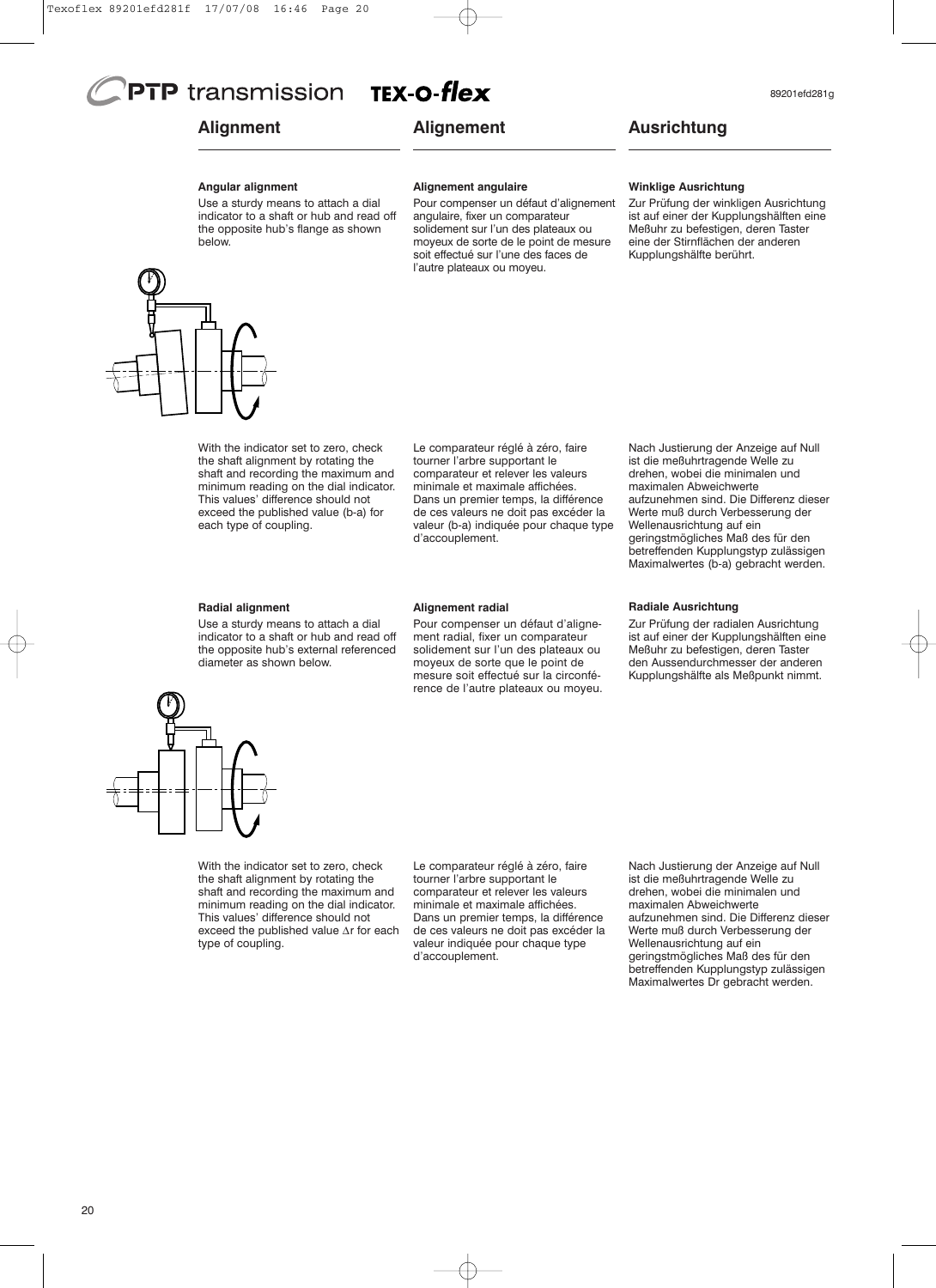## Alignment

### Angular alignment

Use a sturdy means to attach a dial indicator to a shaft or hub and read off the opposite hub's flange as shown below.

With the indicator set to zero, check the shaft alignment by rotating the shaft and recording the maximum and minimum reading on the dial indicator. This values' difference should not exceed the published value (b-a) for each type of coupling.

### Radial alignment

Use a sturdy means to attach a dial indicator to a shaft or hub and read off the opposite hub's external referenced diameter as shown below.

With the indicator set to zero, check the shaft alignment by rotating the shaft and recording the maximum and minimum reading on the dial indicator. This values' difference should not exceed the published value $\Delta r$ for each type of coupling.

## Alignement

### Alignement angulaire

Pour compenser un défaut d'alignement angulaire, fixer un comparateur solidement sur l'un des plateaux ou moyeux de sorte de le point de mesure soit effectué sur l'une des faces de l'autre plateaux ou moyeu.

Le comparateur réglé à zéro, faire tourner l'arbre supportant le comparateur et relever les valeurs minimale et maximale affichées. Dans un premier temps, la différence de ces valeurs ne doit pas excéder la valeur (b-a) indiquée pour chaque type d'accouplement.

### Alignement radial

Pour compenser un défaut d'alignement radial, fixer un comparateur solidement sur l'un des plateaux ou moyeux de sorte que le point de mesure soit effectué sur la circonférence de l'autre plateaux ou moyeu.

Le comparateur réglé à zéro, faire tourner l'arbre supportant le comparateur et relever les valeurs minimale et maximale affichées. Dans un premier temps, la différence de ces valeurs ne doit pas excéder la valeur indiquée pour chaque type d'accouplement.

## Ausrichtung

### Winklige Ausrichtung

Zur Prüfung der winkligen Ausrichtung ist auf einer der Kupplungshälften eine Meßuhr zu befestigen, deren Taster eine der Stirnflächen der anderen Kupplungshälfte berührt.

Nach Justierung der Anzeige auf Null ist die meßuhrtragende Welle zu drehen, wobei die minimalen und maximalen Abweichwerte aufzunehmen sind. Die Differenz dieser Werte muß durch Verbesserung der Wellenausrichtung auf ein geringstmögliches Maß des für den betreffenden Kupplungstyp zulässigen Maximalwertes (b-a) gebracht werden.

### Radiale Ausrichtung

Zur Prüfung der radialen Ausrichtung ist auf einer der Kupplungshälften eine Meßuhr zu befestigen, deren Taster den Aussendurchmesser der anderen Kupplungshälfte als Meßpunkt nimmt.

Nach Justierung der Anzeige auf Null ist die meßuhrtragende Welle zu drehen, wobei die minimalen und maximalen Abweichwerte aufzunehmen sind. Die Differenz dieser Werte muß durch Verbesserung der Wellenausrichtung auf ein geringstmögliches Maß des für den betreffenden Kupplungstyp zulässigen Maximalwertes Dr gebracht werden.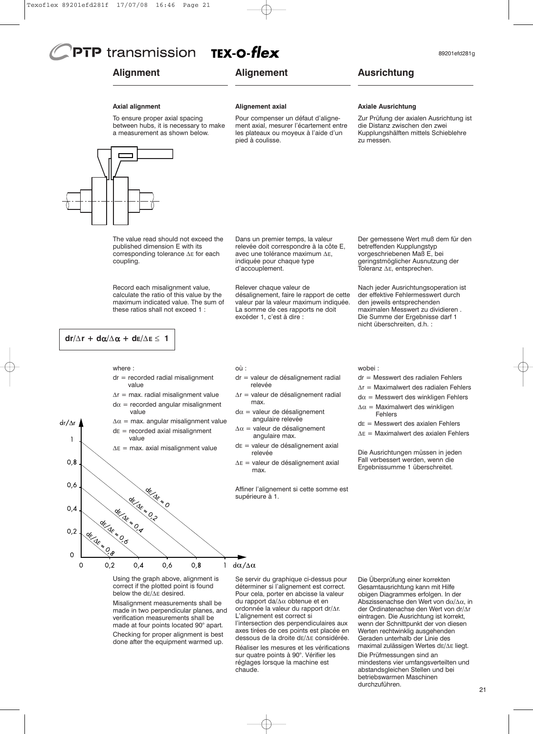## Alignment

### Axial alignment

To ensure proper axial spacing between hubs, it is necessary to make a measurement as shown below.

The value read should not exceed the published dimension E with its corresponding tolerance $\Delta E$ for each coupling.

Record each misalignment value, calculate the ratio of this value by the maximum indicated value. The sum of these ratios shall not exceed 1 :

$$dr/\Delta r + d\alpha/\Delta\alpha + dE/\Delta E \leq 1$$

where :

- $dr$ = recorded radial misalignment value
- $\Delta r$ = max. radial misalignment value
- $d\alpha$ = recorded angular misalignment value
- $\Delta\alpha$ = max. angular misalignment value
- $dE$ = recorded axial misalignment value
- $\Delta E$ = max. axial misalignment value

dr/Δr
1
0,8
0,6
0,4
0,2
0
0 0,2 0,4 0,6 0,8 1 dα/Δα
dE/ΔE = 0
dE/ΔE = 0.2
dE/ΔE = 0.4
dE/ΔE = 0.6
dE/ΔE = 0.8

Using the graph above, alignment is correct if the plotted point is found below the $dE/\Delta E$ desired.

Misalignment measurements shall be made in two perpendicular planes, and verification measurements shall be made at four points located 90° apart.

Checking for proper alignment is best done after the equipment warmed up.

## Alignement

### Alignement axial

Pour compenser un défaut d'alignement axial, mesurer l'écartement entre les plateaux ou moyeux à l'aide d'un pied à coulisse.

Dans un premier temps, la valeur relevée doit correspondre à la côte E, avec une tolérance maximum $\Delta E$, indiquée pour chaque type d'accouplement.

Relever chaque valeur de désalignement, faire le rapport de cette valeur par la valeur maximum indiquée. La somme de ces rapports ne doit excéder 1, c'est à dire :

où :

- $dr$ = valeur de désalignement radial relevée
- $\Delta r$ = valeur de désalignement radial max.
- $d\alpha$ = valeur de désalignement angulaire relevée
- $\Delta\alpha$ = valeur de désalignement angulaire max.
- $dE$ = valeur de désalignement axial relevée
- $\Delta E$ = valeur de désalignement axial max.

Affiner l'alignement si cette somme est supérieure à 1.

Se servir du graphique ci-dessus pour déterminer si l'alignement est correct. Pour cela, porter en abscisse la valeur du rapport $da/\Delta\alpha$ obtenue et en ordonnée la valeur du rapport $dr/\Delta r$. L'alignement est correct si l'intersection des perpendiculaires aux axes tirées de ces points est placée en dessous de la droite $dE/\Delta E$ considérée.

Réaliser les mesures et les vérifications sur quatre points à 90°. Vérifier les réglages lorsque la machine est chaude.

## Ausrichtung

### Axiale Ausrichtung

Zur Prüfung der axialen Ausrichtung ist die Distanz zwischen den zwei Kupplungshälften mittels Schieblehre zu messen.

Der gemessene Wert muß dem für den betreffenden Kupplungstyp vorgeschriebenen Maß E, bei geringstmöglicher Ausnutzung der Toleranz $\Delta E$, entsprechen.

Nach jeder Ausrichtungsoperation ist der effektive Fehlermesswert durch den jeweils entsprechenden maximalen Messwert zu dividieren . Die Summe der Ergebnisse darf 1 nicht überschreiten, d.h. :

wobei :

- $dr$ = Messwert des radialen Fehlers
- $\Delta r$ = Maximalwert des radialen Fehlers
- $d\alpha$ = Messwert des winkligen Fehlers
- $\Delta\alpha$ = Maximalwert des winkligen Fehlers
- $dE$ = Messwert des axialen Fehlers
- $\Delta E$ = Maximalwert des axialen Fehlers

Die Ausrichtungen müssen in jeden Fall verbessert werden, wenn die Ergebnissumme 1 überschreitet.

Die Überprüfung einer korrekten Gesamtausrichtung kann mit Hilfe obigen Diagrammes erfolgen. In der Abszissenachse den Wert von $d\alpha/\Delta\alpha$, in der Ordinatenachse den Wert von $dr/\Delta r$ eintragen. Die Ausrichtung ist korrekt, wenn der Schnittpunkt der von diesen Werten rechtwinklig ausgehenden Geraden unterhalb der Linie des maximal zulässigen Wertes $dE/\Delta E$ liegt.

Die Prüfmessungen sind an mindestens vier umfangsverteilten und abstandsgleichen Stellen und bei betriebswarmen Maschinen durchzuführen.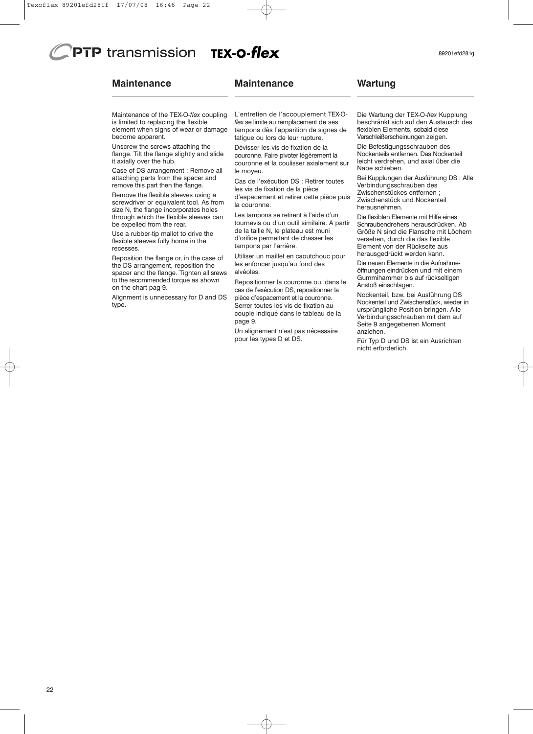## Maintenance

Maintenance of the TEX-O-*flex* coupling is limited to replacing the flexible element when signs of wear or damage become apparent.

Unscrew the screws attaching the flange. Tilt the flange slightly and slide it axially over the hub.

Case of DS arrangement : Remove all attaching parts from the spacer and remove this part then the flange.

Remove the flexible sleeves using a screwdriver or equivalent tool. As from size N, the flange incorporates holes through which the flexible sleeves can be expelled from the rear.

Use a rubber-tip mallet to drive the flexible sleeves fully home in the recesses.

Reposition the flange or, in the case of the DS arrangement, reposition the spacer and the flange. Tighten all srews to the recommended torque as shown on the chart pag 9.

Alignment is unnecessary for D and DS type.

## Maintenance

L'entretien de l'accouplement TEX-O-*flex* se limite au remplacement de ses tampons dès l'apparition de signes de fatigue ou lors de leur rupture.

Dévisser les vis de fixation de la couronne. Faire pivoter légèrement la couronne et la coulisser axialement sur le moyeu.

Cas de l'exécution DS : Retirer toutes les vis de fixation de la pièce d'espacement et retirer cette pièce puis la couronne.

Les tampons se retirent à l'aide d'un tournevis ou d'un outil similaire. A partir de la taille N, le plateau est muni d'orifice permettant de chasser les tampons par l'arrière.

Utiliser un maillet en caoutchouc pour les enfoncer jusqu'au fond des alvéoles.

Repositionner la couronne ou, dans le cas de l'exécution DS, repositionner la pièce d'espacement et la couronne. Serrer toutes les vis de fixation au couple indiqué dans le tableau de la page 9.

Un alignement n'est pas nécessaire pour les types D et DS.

## Wartung

Die Wartung der TEX-O-*flex* Kupplung beschränkt sich auf den Austausch des flexiblen Elements, sobald diese Verschleißerscheinungen zeigen.

Die Befestigungsschrauben des Nockenteils entfernen. Das Nockenteil leicht verdrehen, und axial über die Nabe schieben.

Bei Kupplungen der Ausführung DS : Alle Verbindungsschrauben des Zwischenstückes entfernen ; Zwischenstück und Nockenteil herausnehmen.

Die flexiblen Elemente mit Hilfe eines Schraubendrehers herausdrücken. Ab Größe N sind die Flansche mit Löchern versehen, durch die das flexible Element von der Rückseite aus herausgedrückt werden kann.

Die neuen Elemente in die Aufnahmeöffnungen eindrücken und mit einem Gummihammer bis auf rückseitigen Anstoß einschlagen.

Nockenteil, bzw. bei Ausführung DS Nockenteil und Zwischenstück, wieder in ursprüngliche Position bringen. Alle Verbindungsschrauben mit dem auf Seite 9 angegebenen Moment anziehen.

Für Typ D und DS ist ein Ausrichten nicht erforderlich.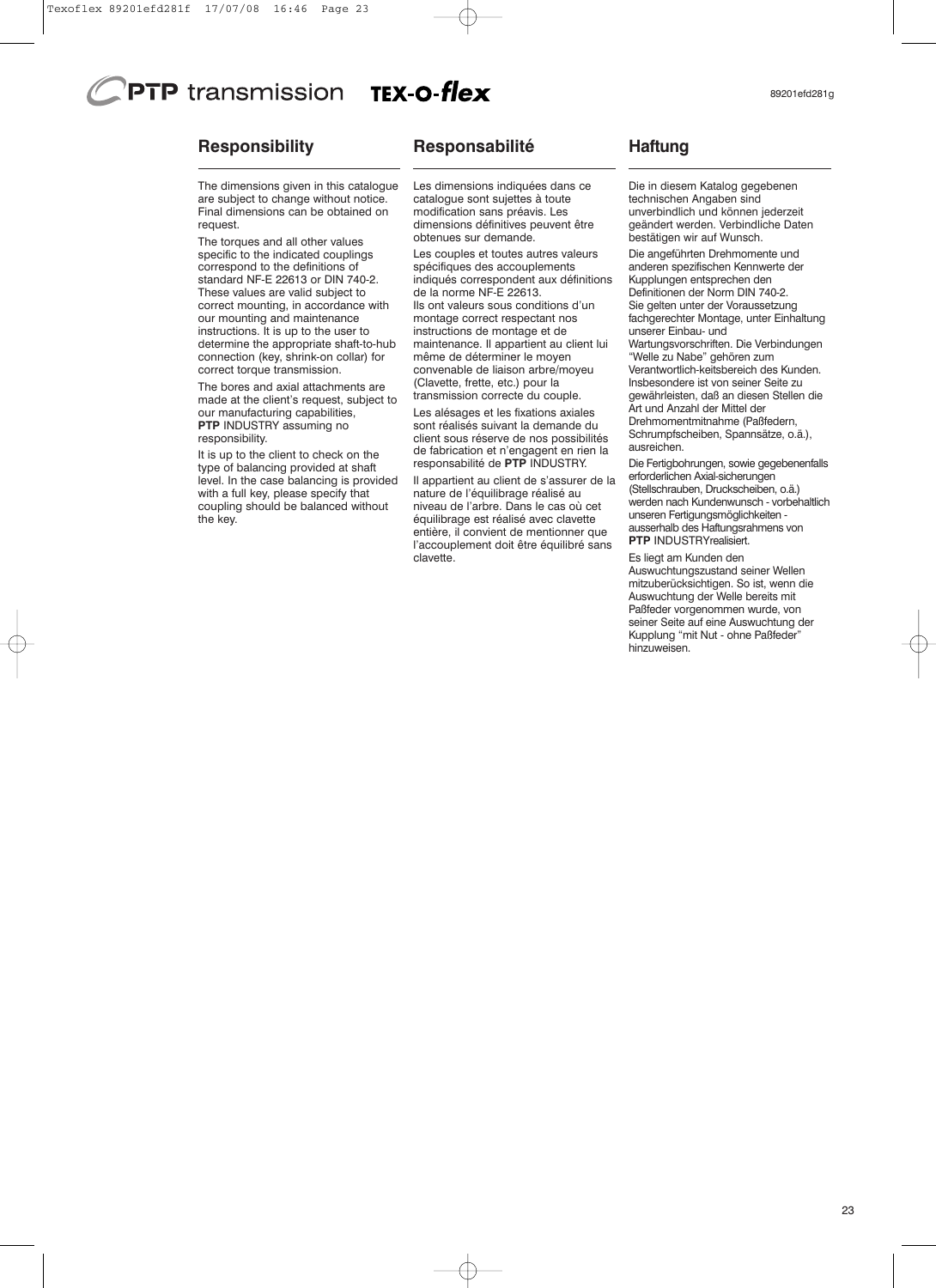PTP transmission TEX-O-flex

## Responsibility

The dimensions given in this catalogue are subject to change without notice. Final dimensions can be obtained on request.

The torques and all other values specific to the indicated couplings correspond to the definitions of standard NF-E 22613 or DIN 740-2. These values are valid subject to correct mounting, in accordance with our mounting and maintenance instructions. It is up to the user to determine the appropriate shaft-to-hub connection (key, shrink-on collar) for correct torque transmission.

The bores and axial attachments are made at the client's request, subject to our manufacturing capabilities, **PTP** INDUSTRY assuming no responsibility.

It is up to the client to check on the type of balancing provided at shaft level. In the case balancing is provided with a full key, please specify that coupling should be balanced without the key.

## Responsabilité

Les dimensions indiquées dans ce catalogue sont sujettes à toute modification sans préavis. Les dimensions définitives peuvent être obtenues sur demande.

Les couples et toutes autres valeurs spécifiques des accouplements indiqués correspondent aux définitions de la norme NF-E 22613.
Ils ont valeurs sous conditions d'un montage correct respectant nos instructions de montage et de maintenance. Il appartient au client lui même de déterminer le moyen convenable de liaison arbre/moyeu (Clavette, frette, etc.) pour la transmission correcte du couple.

Les alésages et les fixations axiales sont réalisés suivant la demande du client sous réserve de nos possibilités de fabrication et n'engagent en rien la responsabilité de **PTP** INDUSTRY.

Il appartient au client de s'assurer de la nature de l'équilibrage réalisé au niveau de l'arbre. Dans le cas où cet équilibrage est réalisé avec clavette entière, il convient de mentionner que l'accouplement doit être équilibré sans clavette.

## Haftung

Die in diesem Katalog gegebenen technischen Angaben sind unverbindlich und können jederzeit geändert werden. Verbindliche Daten bestätigen wir auf Wunsch.

Die angeführten Drehmomente und anderen spezifischen Kennwerte der Kupplungen entsprechen den Definitionen der Norm DIN 740-2.
Sie gelten unter der Voraussetzung fachgerechter Montage, unter Einhaltung unserer Einbau- und Wartungsvorschriften. Die Verbindungen "Welle zu Nabe" gehören zum Verantwortlich-keitsbereich des Kunden. Insbesondere ist von seiner Seite zu gewährleisten, daß an diesen Stellen die Art und Anzahl der Mittel der Drehmomentmitnahme (Paßfedern, Schrumpfscheiben, Spannsätze, o.ä.), ausreichen.

Die Fertigbohrungen, sowie gegebenenfalls erforderlichen Axial-sicherungen (Stellschrauben, Druckscheiben, o.ä.) werden nach Kundenwunsch - vorbehaltlich unseren Fertigungsmöglichkeiten - ausserhalb des Haftungsrahmens von **PTP** INDUSTRYrealisiert.

Es liegt am Kunden den Auswuchtungszustand seiner Wellen mitzuberücksichtigen. So ist, wenn die Auswuchtung der Welle bereits mit Paßfeder vorgenommen wurde, von seiner Seite auf eine Auswuchtung der Kupplung "mit Nut - ohne Paßfeder" hinzuweisen.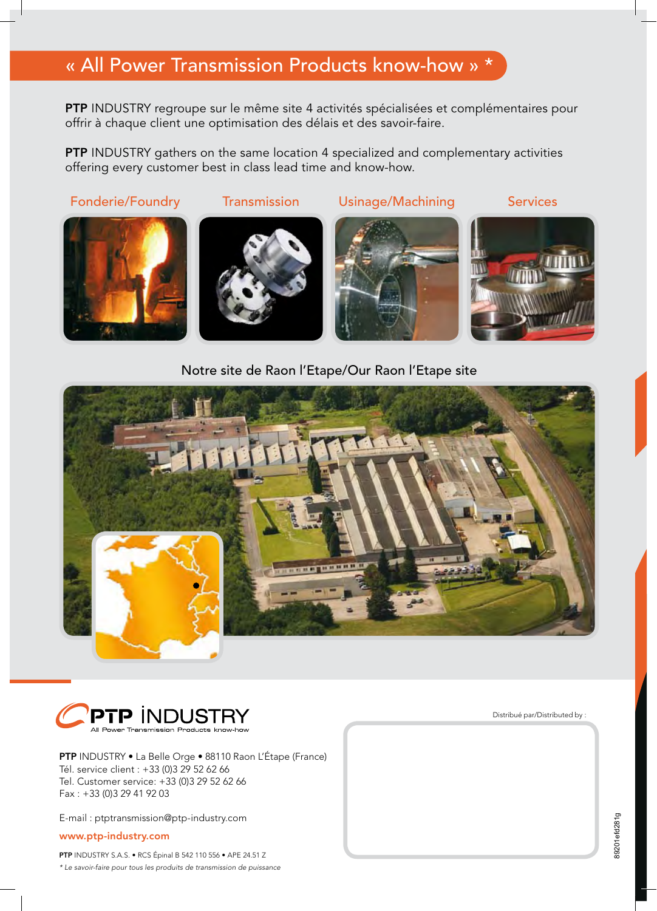# « All Power Transmission Products know-how » *

**PTP** INDUSTRY regroupe sur le même site 4 activités spécialisées et complémentaires pour offrir à chaque client une optimisation des délais et des savoir-faire.

**PTP** INDUSTRY gathers on the same location 4 specialized and complementary activities offering every customer best in class lead time and know-how.

Fonderie/Foundry

Transmission

Usinage/Machining

Services

Notre site de Raon l'Etape/Our Raon l'Etape site

PTP INDUSTRY
All Power Transmission Products know-how

**PTP** INDUSTRY • La Belle Orge • 88110 Raon L'Étape (France)
Tél. service client : +33 (0)3 29 52 62 66
Tel. Customer service: +33 (0)3 29 52 62 66
Fax : +33 (0)3 29 41 92 03

E-mail : ptptransmission@ptp-industry.com

**www.ptp-industry.com**

**PTP** INDUSTRY S.A.S. • RCS Épinal B 542 110 556 • APE 24.51 Z

*\* Le savoir-faire pour tous les produits de transmission de puissance*

Distribué par/Distributed by :

89201efd281g